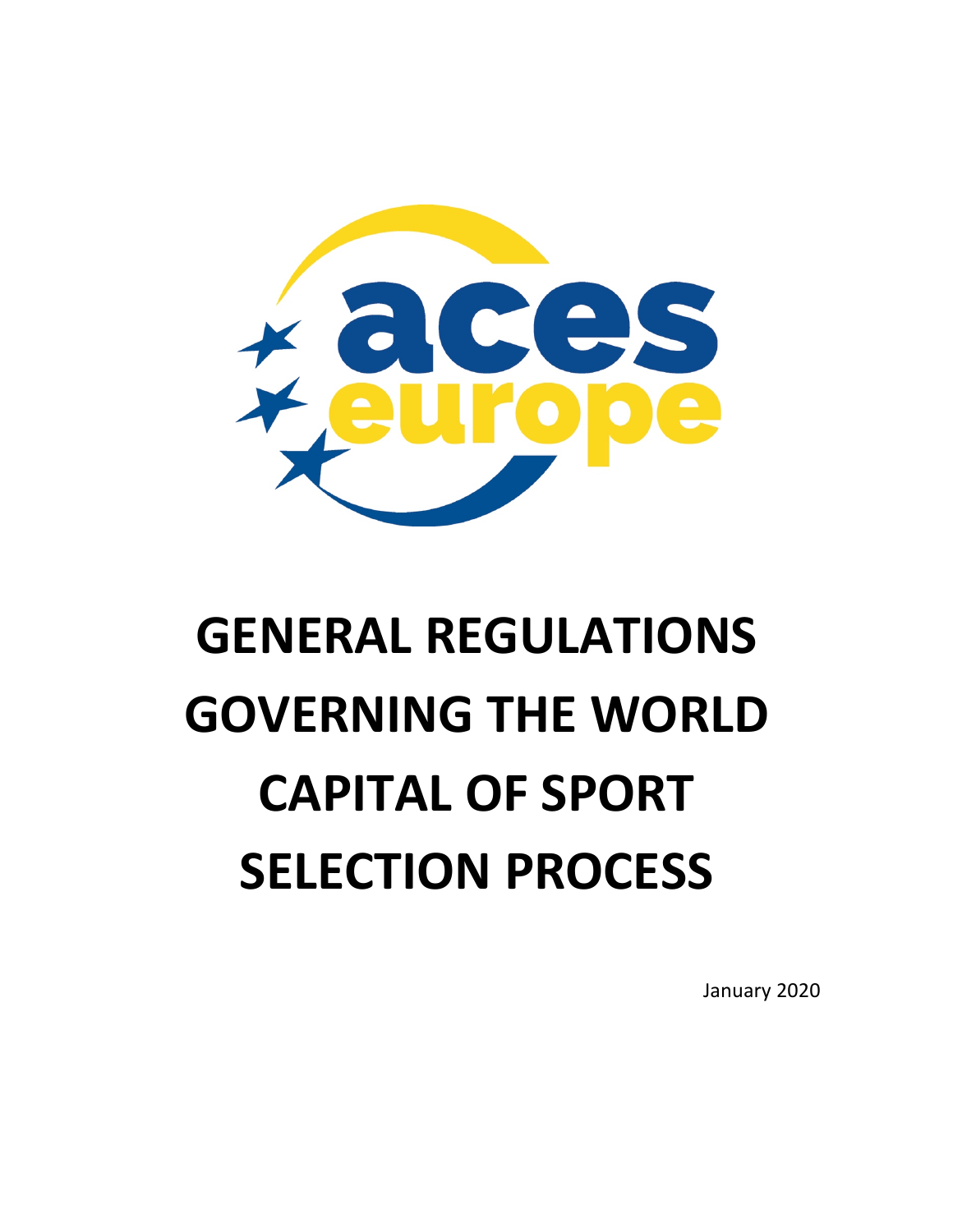# GENERAL REGULATIONS GOVERNING THE WORLD CAPITAL OF SPORT SELECTION PROCESS

January 2020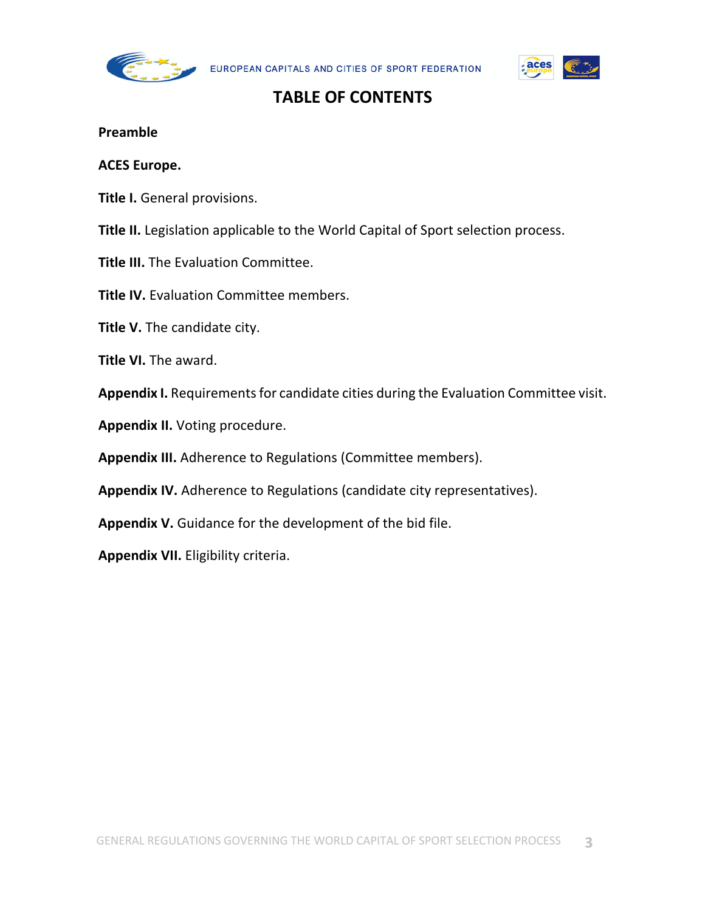# TABLE OF CONTENTS

**Preamble**

**ACES Europe.**

**Title I.** General provisions.

**Title II.** Legislation applicable to the World Capital of Sport selection process.

**Title III.** The Evaluation Committee.

**Title IV.** Evaluation Committee members.

**Title V.** The candidate city.

**Title VI.** The award.

**Appendix I.** Requirements for candidate cities during the Evaluation Committee visit.

**Appendix II.** Voting procedure.

**Appendix III.** Adherence to Regulations (Committee members).

**Appendix IV.** Adherence to Regulations (candidate city representatives).

**Appendix V.** Guidance for the development of the bid file.

**Appendix VII.** Eligibility criteria.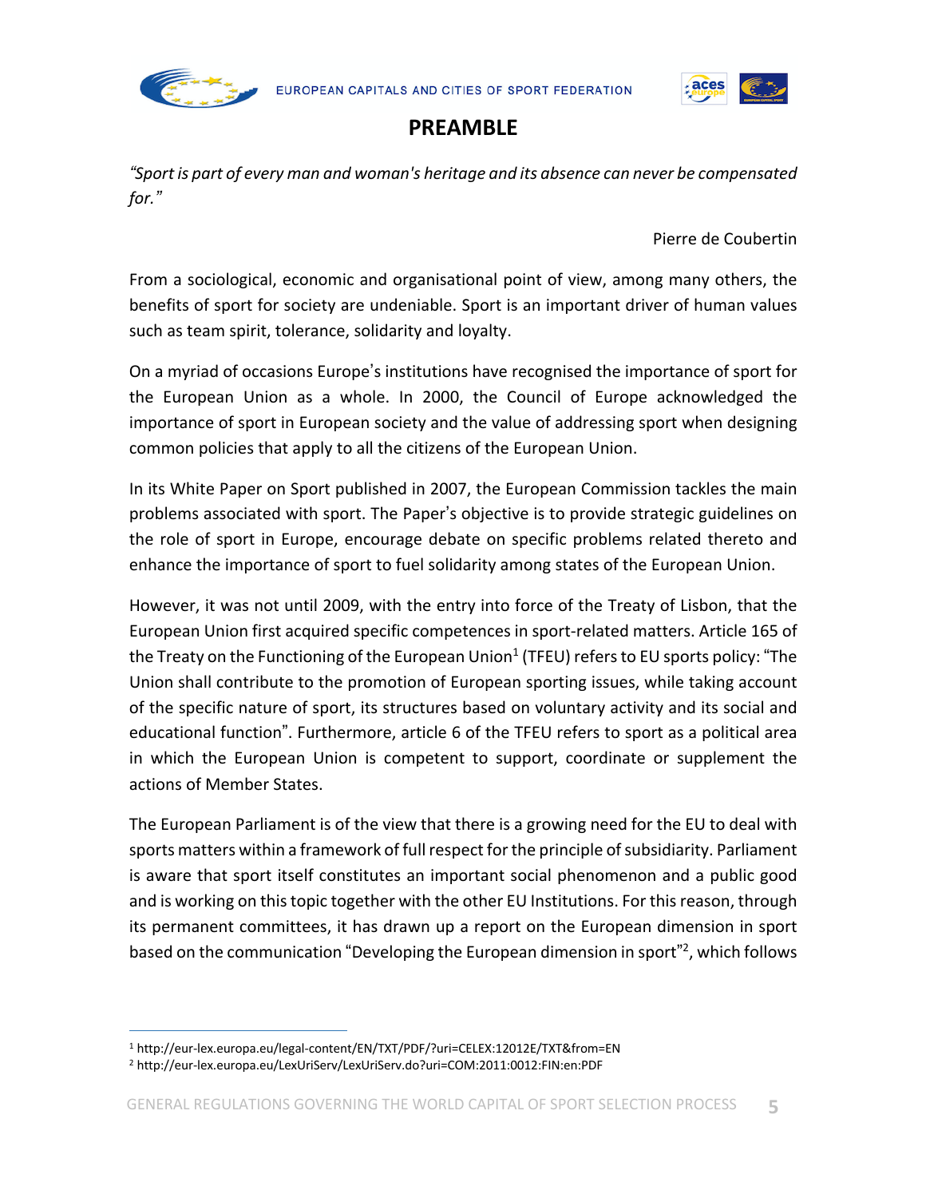# PREAMBLE

*"Sport is part of every man and woman's heritage and its absence can never be compensated for."*

Pierre de Coubertin

From a sociological, economic and organisational point of view, among many others, the benefits of sport for society are undeniable. Sport is an important driver of human values such as team spirit, tolerance, solidarity and loyalty.

On a myriad of occasions Europe's institutions have recognised the importance of sport for the European Union as a whole. In 2000, the Council of Europe acknowledged the importance of sport in European society and the value of addressing sport when designing common policies that apply to all the citizens of the European Union.

In its White Paper on Sport published in 2007, the European Commission tackles the main problems associated with sport. The Paper's objective is to provide strategic guidelines on the role of sport in Europe, encourage debate on specific problems related thereto and enhance the importance of sport to fuel solidarity among states of the European Union.

However, it was not until 2009, with the entry into force of the Treaty of Lisbon, that the European Union first acquired specific competences in sport-related matters. Article 165 of the Treaty on the Functioning of the European Union[1] (TFEU) refers to EU sports policy: "The Union shall contribute to the promotion of European sporting issues, while taking account of the specific nature of sport, its structures based on voluntary activity and its social and educational function". Furthermore, article 6 of the TFEU refers to sport as a political area in which the European Union is competent to support, coordinate or supplement the actions of Member States.

The European Parliament is of the view that there is a growing need for the EU to deal with sports matters within a framework of full respect for the principle of subsidiarity. Parliament is aware that sport itself constitutes an important social phenomenon and a public good and is working on this topic together with the other EU Institutions. For this reason, through its permanent committees, it has drawn up a report on the European dimension in sport based on the communication "Developing the European dimension in sport"[2], which follows

---

[1] http://eur-lex.europa.eu/legal-content/EN/TXT/PDF/?uri=CELEX:12012E/TXT&from=EN

[2] http://eur-lex.europa.eu/LexUriServ/LexUriServ.do?uri=COM:2011:0012:FIN:en:PDF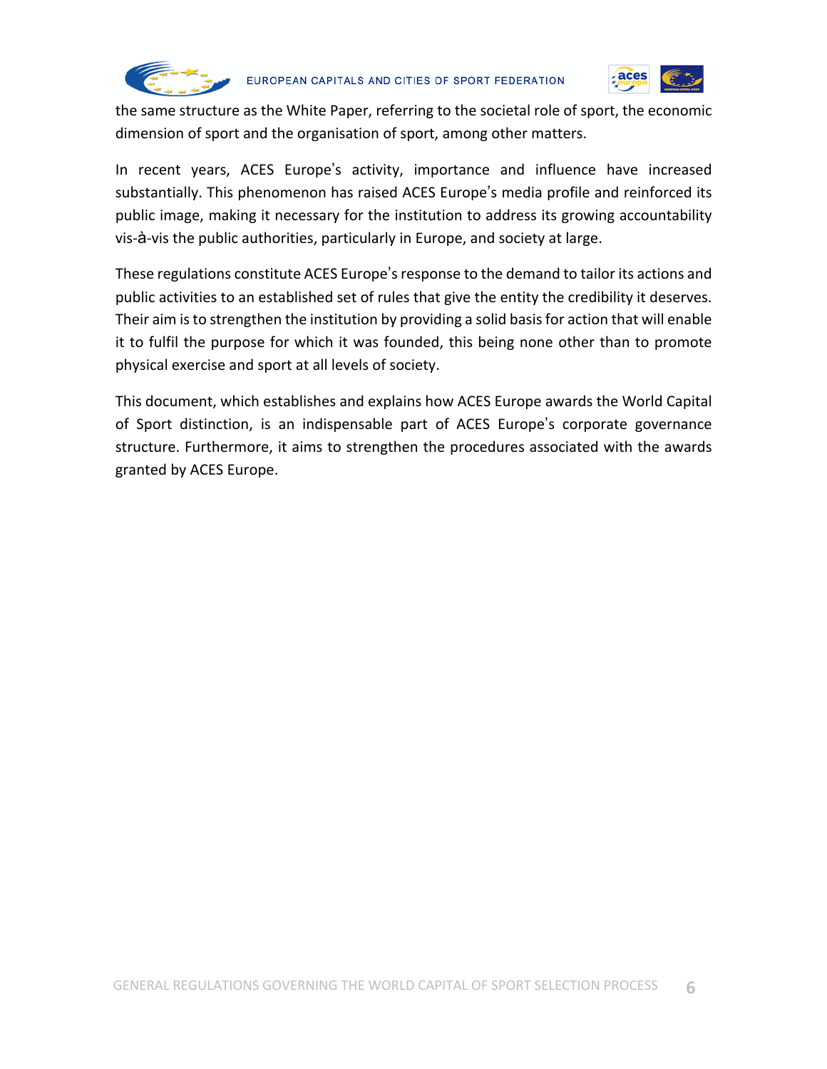the same structure as the White Paper, referring to the societal role of sport, the economic dimension of sport and the organisation of sport, among other matters.

In recent years, ACES Europe's activity, importance and influence have increased substantially. This phenomenon has raised ACES Europe's media profile and reinforced its public image, making it necessary for the institution to address its growing accountability vis-à-vis the public authorities, particularly in Europe, and society at large.

These regulations constitute ACES Europe's response to the demand to tailor its actions and public activities to an established set of rules that give the entity the credibility it deserves. Their aim is to strengthen the institution by providing a solid basis for action that will enable it to fulfil the purpose for which it was founded, this being none other than to promote physical exercise and sport at all levels of society.

This document, which establishes and explains how ACES Europe awards the World Capital of Sport distinction, is an indispensable part of ACES Europe's corporate governance structure. Furthermore, it aims to strengthen the procedures associated with the awards granted by ACES Europe.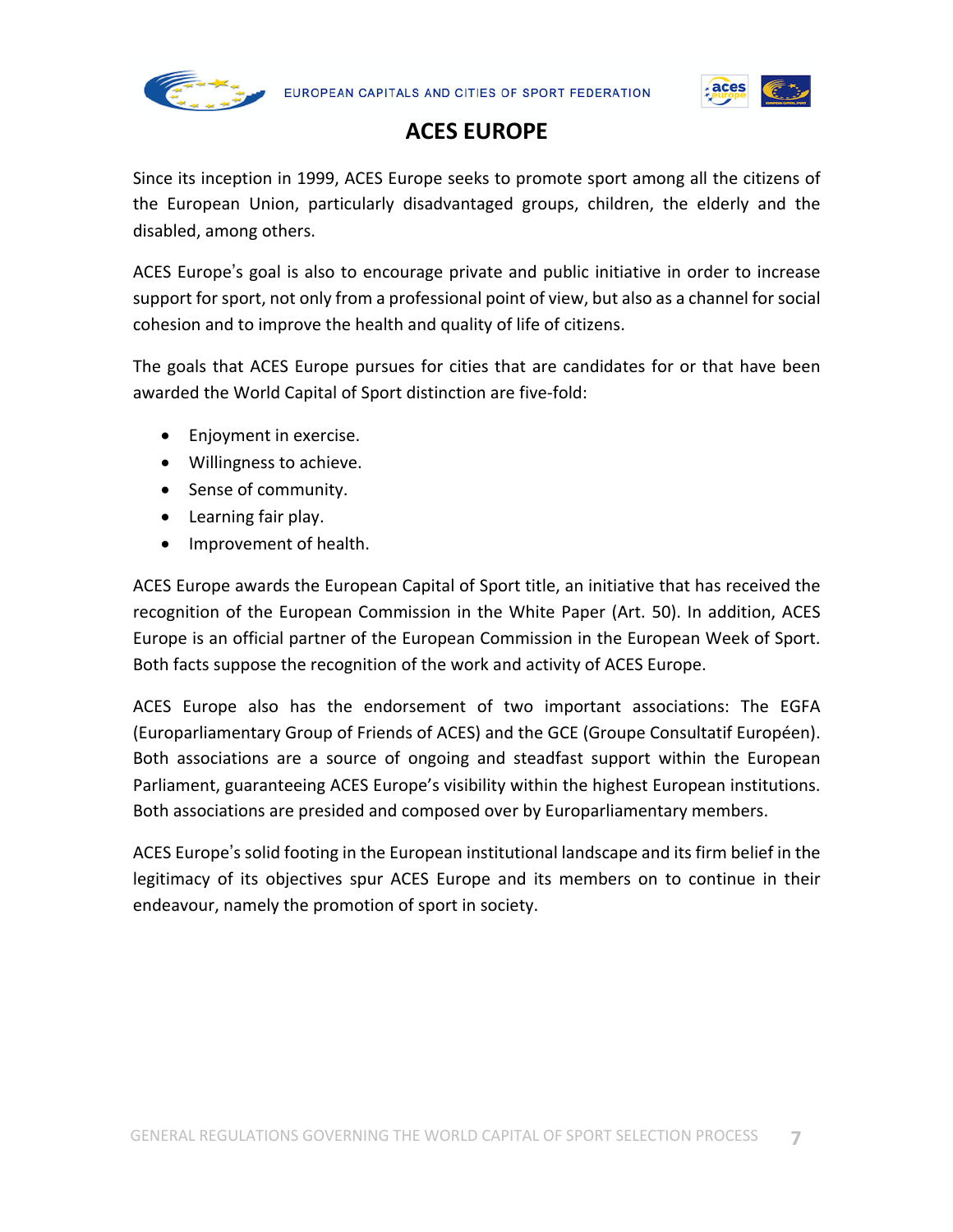# ACES EUROPE

Since its inception in 1999, ACES Europe seeks to promote sport among all the citizens of the European Union, particularly disadvantaged groups, children, the elderly and the disabled, among others.

ACES Europe's goal is also to encourage private and public initiative in order to increase support for sport, not only from a professional point of view, but also as a channel for social cohesion and to improve the health and quality of life of citizens.

The goals that ACES Europe pursues for cities that are candidates for or that have been awarded the World Capital of Sport distinction are five-fold:

- Enjoyment in exercise.
- Willingness to achieve.
- Sense of community.
- Learning fair play.
- Improvement of health.

ACES Europe awards the European Capital of Sport title, an initiative that has received the recognition of the European Commission in the White Paper (Art. 50). In addition, ACES Europe is an official partner of the European Commission in the European Week of Sport. Both facts suppose the recognition of the work and activity of ACES Europe.

ACES Europe also has the endorsement of two important associations: The EGFA (Europarliamentary Group of Friends of ACES) and the GCE (Groupe Consultatif Européen). Both associations are a source of ongoing and steadfast support within the European Parliament, guaranteeing ACES Europe's visibility within the highest European institutions. Both associations are presided and composed over by Europarliamentary members.

ACES Europe's solid footing in the European institutional landscape and its firm belief in the legitimacy of its objectives spur ACES Europe and its members on to continue in their endeavour, namely the promotion of sport in society.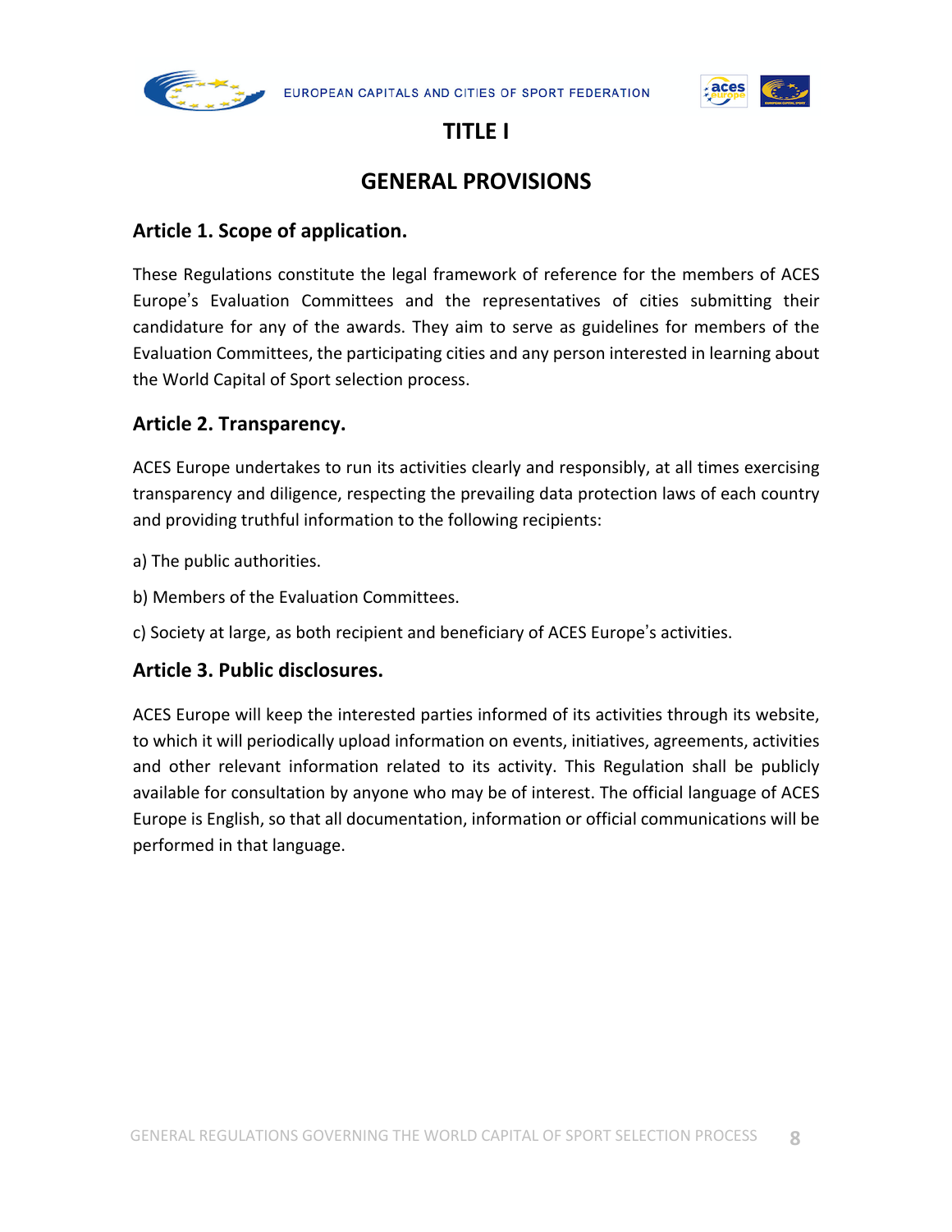# TITLE I

# GENERAL PROVISIONS

## Article 1. Scope of application.

These Regulations constitute the legal framework of reference for the members of ACES Europe's Evaluation Committees and the representatives of cities submitting their candidature for any of the awards. They aim to serve as guidelines for members of the Evaluation Committees, the participating cities and any person interested in learning about the World Capital of Sport selection process.

## Article 2. Transparency.

ACES Europe undertakes to run its activities clearly and responsibly, at all times exercising transparency and diligence, respecting the prevailing data protection laws of each country and providing truthful information to the following recipients:

a) The public authorities.

b) Members of the Evaluation Committees.

c) Society at large, as both recipient and beneficiary of ACES Europe's activities.

## Article 3. Public disclosures.

ACES Europe will keep the interested parties informed of its activities through its website, to which it will periodically upload information on events, initiatives, agreements, activities and other relevant information related to its activity. This Regulation shall be publicly available for consultation by anyone who may be of interest. The official language of ACES Europe is English, so that all documentation, information or official communications will be performed in that language.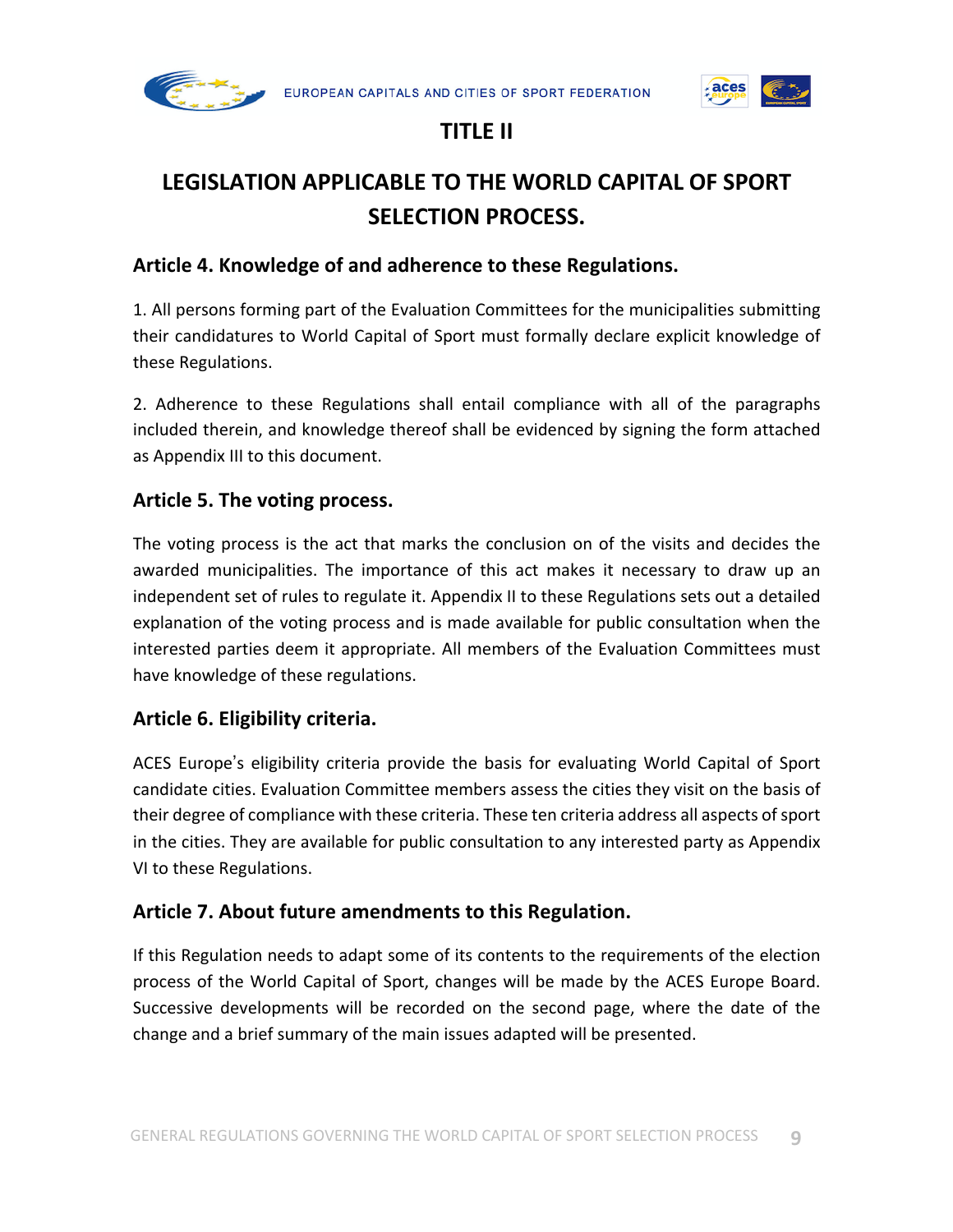# TITLE II

# LEGISLATION APPLICABLE TO THE WORLD CAPITAL OF SPORT SELECTION PROCESS.

## Article 4. Knowledge of and adherence to these Regulations.

1. All persons forming part of the Evaluation Committees for the municipalities submitting their candidatures to World Capital of Sport must formally declare explicit knowledge of these Regulations.

2. Adherence to these Regulations shall entail compliance with all of the paragraphs included therein, and knowledge thereof shall be evidenced by signing the form attached as Appendix III to this document.

## Article 5. The voting process.

The voting process is the act that marks the conclusion on of the visits and decides the awarded municipalities. The importance of this act makes it necessary to draw up an independent set of rules to regulate it. Appendix II to these Regulations sets out a detailed explanation of the voting process and is made available for public consultation when the interested parties deem it appropriate. All members of the Evaluation Committees must have knowledge of these regulations.

## Article 6. Eligibility criteria.

ACES Europe's eligibility criteria provide the basis for evaluating World Capital of Sport candidate cities. Evaluation Committee members assess the cities they visit on the basis of their degree of compliance with these criteria. These ten criteria address all aspects of sport in the cities. They are available for public consultation to any interested party as Appendix VI to these Regulations.

## Article 7. About future amendments to this Regulation.

If this Regulation needs to adapt some of its contents to the requirements of the election process of the World Capital of Sport, changes will be made by the ACES Europe Board. Successive developments will be recorded on the second page, where the date of the change and a brief summary of the main issues adapted will be presented.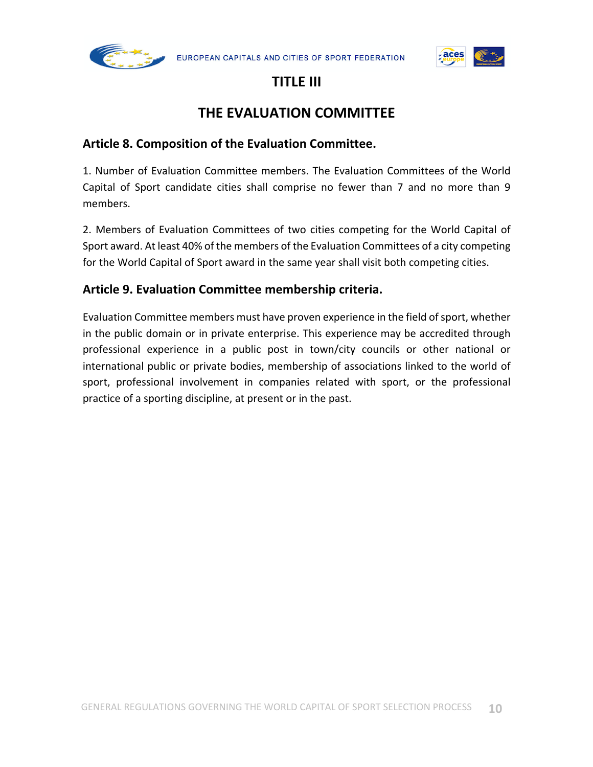# TITLE III

# THE EVALUATION COMMITTEE

## Article 8. Composition of the Evaluation Committee.

1. Number of Evaluation Committee members. The Evaluation Committees of the World Capital of Sport candidate cities shall comprise no fewer than 7 and no more than 9 members.

2. Members of Evaluation Committees of two cities competing for the World Capital of Sport award. At least 40% of the members of the Evaluation Committees of a city competing for the World Capital of Sport award in the same year shall visit both competing cities.

## Article 9. Evaluation Committee membership criteria.

Evaluation Committee members must have proven experience in the field of sport, whether in the public domain or in private enterprise. This experience may be accredited through professional experience in a public post in town/city councils or other national or international public or private bodies, membership of associations linked to the world of sport, professional involvement in companies related with sport, or the professional practice of a sporting discipline, at present or in the past.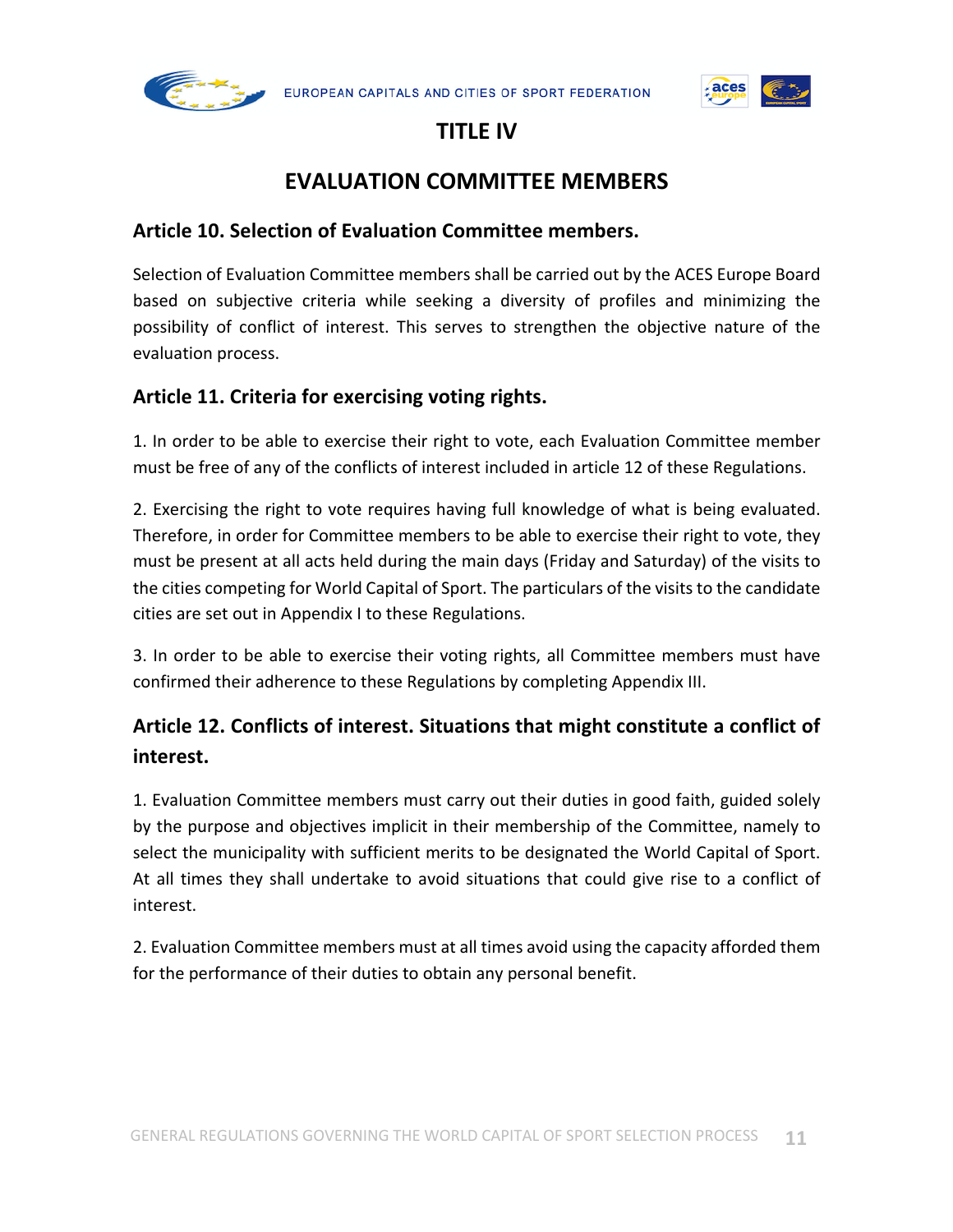# TITLE IV

## EVALUATION COMMITTEE MEMBERS

### Article 10. Selection of Evaluation Committee members.

Selection of Evaluation Committee members shall be carried out by the ACES Europe Board based on subjective criteria while seeking a diversity of profiles and minimizing the possibility of conflict of interest. This serves to strengthen the objective nature of the evaluation process.

### Article 11. Criteria for exercising voting rights.

1. In order to be able to exercise their right to vote, each Evaluation Committee member must be free of any of the conflicts of interest included in article 12 of these Regulations.

2. Exercising the right to vote requires having full knowledge of what is being evaluated. Therefore, in order for Committee members to be able to exercise their right to vote, they must be present at all acts held during the main days (Friday and Saturday) of the visits to the cities competing for World Capital of Sport. The particulars of the visits to the candidate cities are set out in Appendix I to these Regulations.

3. In order to be able to exercise their voting rights, all Committee members must have confirmed their adherence to these Regulations by completing Appendix III.

### Article 12. Conflicts of interest. Situations that might constitute a conflict of interest.

1. Evaluation Committee members must carry out their duties in good faith, guided solely by the purpose and objectives implicit in their membership of the Committee, namely to select the municipality with sufficient merits to be designated the World Capital of Sport. At all times they shall undertake to avoid situations that could give rise to a conflict of interest.

2. Evaluation Committee members must at all times avoid using the capacity afforded them for the performance of their duties to obtain any personal benefit.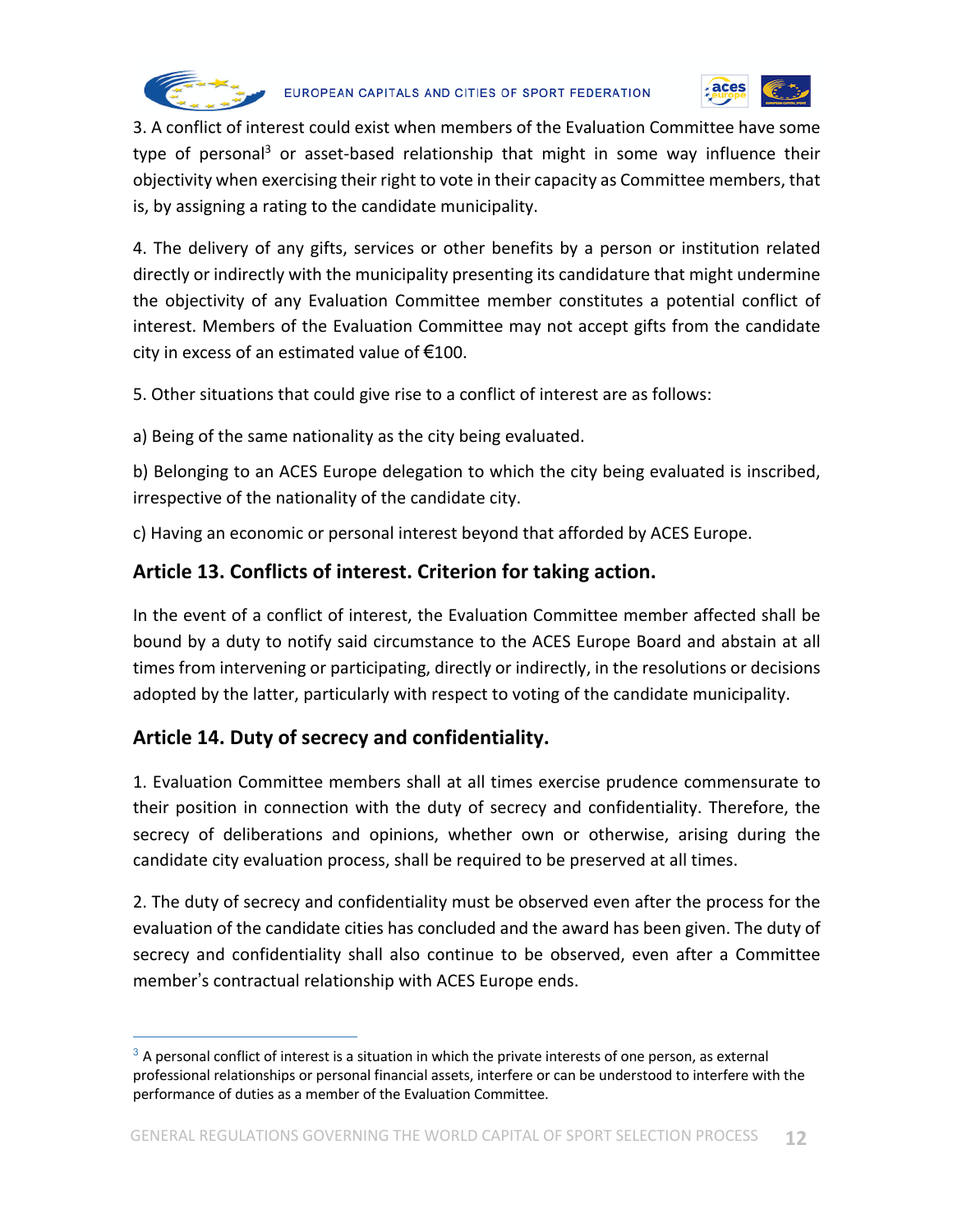3. A conflict of interest could exist when members of the Evaluation Committee have some type of personal[3] or asset-based relationship that might in some way influence their objectivity when exercising their right to vote in their capacity as Committee members, that is, by assigning a rating to the candidate municipality.

4. The delivery of any gifts, services or other benefits by a person or institution related directly or indirectly with the municipality presenting its candidature that might undermine the objectivity of any Evaluation Committee member constitutes a potential conflict of interest. Members of the Evaluation Committee may not accept gifts from the candidate city in excess of an estimated value of €100.

5. Other situations that could give rise to a conflict of interest are as follows:

a) Being of the same nationality as the city being evaluated.

b) Belonging to an ACES Europe delegation to which the city being evaluated is inscribed, irrespective of the nationality of the candidate city.

c) Having an economic or personal interest beyond that afforded by ACES Europe.

## Article 13. Conflicts of interest. Criterion for taking action.

In the event of a conflict of interest, the Evaluation Committee member affected shall be bound by a duty to notify said circumstance to the ACES Europe Board and abstain at all times from intervening or participating, directly or indirectly, in the resolutions or decisions adopted by the latter, particularly with respect to voting of the candidate municipality.

## Article 14. Duty of secrecy and confidentiality.

1. Evaluation Committee members shall at all times exercise prudence commensurate to their position in connection with the duty of secrecy and confidentiality. Therefore, the secrecy of deliberations and opinions, whether own or otherwise, arising during the candidate city evaluation process, shall be required to be preserved at all times.

2. The duty of secrecy and confidentiality must be observed even after the process for the evaluation of the candidate cities has concluded and the award has been given. The duty of secrecy and confidentiality shall also continue to be observed, even after a Committee member's contractual relationship with ACES Europe ends.

---

[3] A personal conflict of interest is a situation in which the private interests of one person, as external professional relationships or personal financial assets, interfere or can be understood to interfere with the performance of duties as a member of the Evaluation Committee.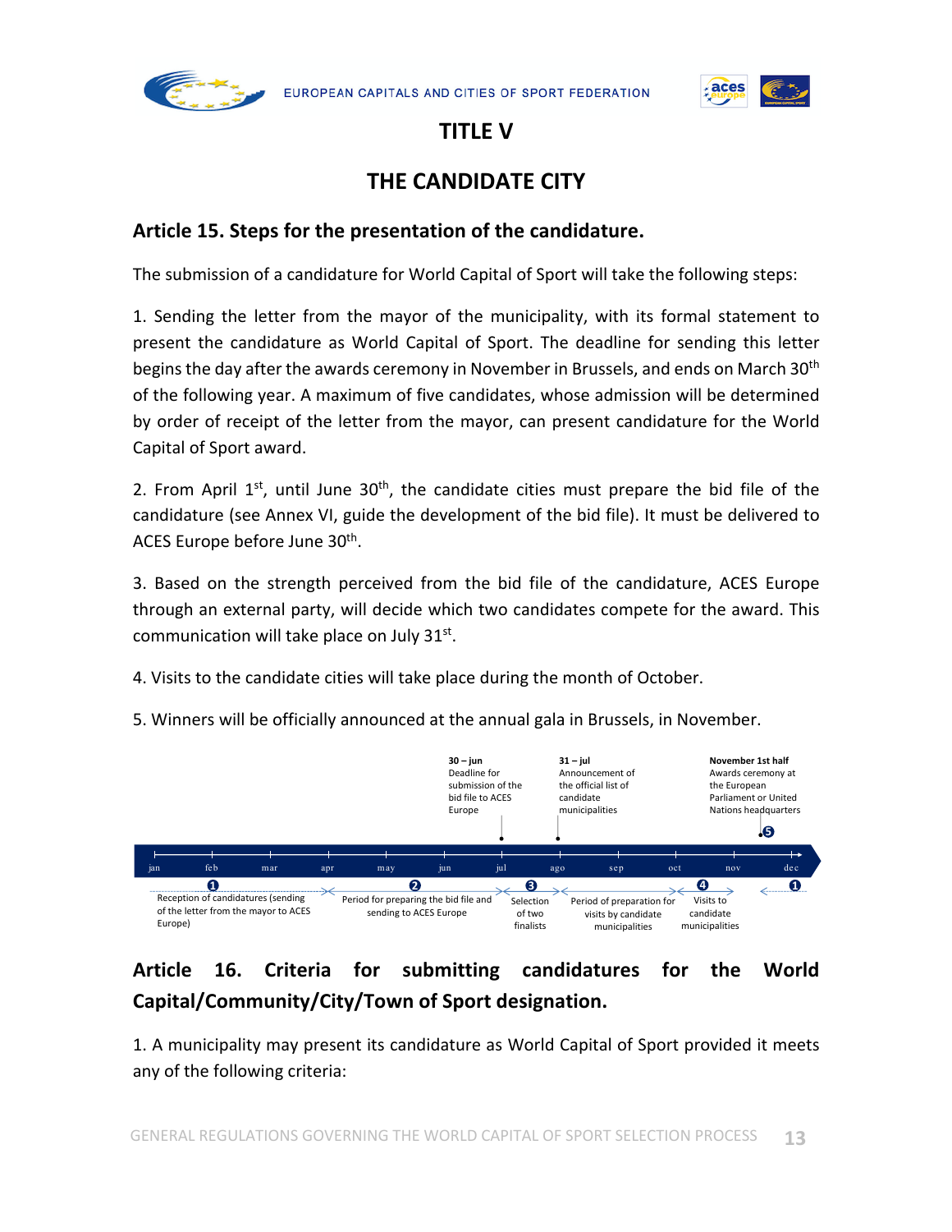# TITLE V

# THE CANDIDATE CITY

## Article 15. Steps for the presentation of the candidature.

The submission of a candidature for World Capital of Sport will take the following steps:

1. Sending the letter from the mayor of the municipality, with its formal statement to present the candidature as World Capital of Sport. The deadline for sending this letter begins the day after the awards ceremony in November in Brussels, and ends on March 30th of the following year. A maximum of five candidates, whose admission will be determined by order of receipt of the letter from the mayor, can present candidature for the World Capital of Sport award.

2. From April 1st, until June 30th, the candidate cities must prepare the bid file of the candidature (see Annex VI, guide the development of the bid file). It must be delivered to ACES Europe before June 30th.

3. Based on the strength perceived from the bid file of the candidature, ACES Europe through an external party, will decide which two candidates compete for the award. This communication will take place on July 31st.

4. Visits to the candidate cities will take place during the month of October.

5. Winners will be officially announced at the annual gala in Brussels, in November.

**30 – jun**: Deadline for submission of the bid file to ACES Europe

**31 – jul**: Announcement of the official list of candidate municipalities

**November 1st half**: Awards ceremony at the European Parliament or United Nations headquarters (5)

jan – feb – mar – apr – may – jun – jul – ago – sep – oct – nov – dec

1. Reception of candidatures (sending of the letter from the mayor to ACES Europe)
2. Period for preparing the bid file and sending to ACES Europe
3. Selection of two finalists
4. Period of preparation for visits by candidate municipalities – Visits to candidate municipalities

## Article 16. Criteria for submitting candidatures for the World Capital/Community/City/Town of Sport designation.

1. A municipality may present its candidature as World Capital of Sport provided it meets any of the following criteria: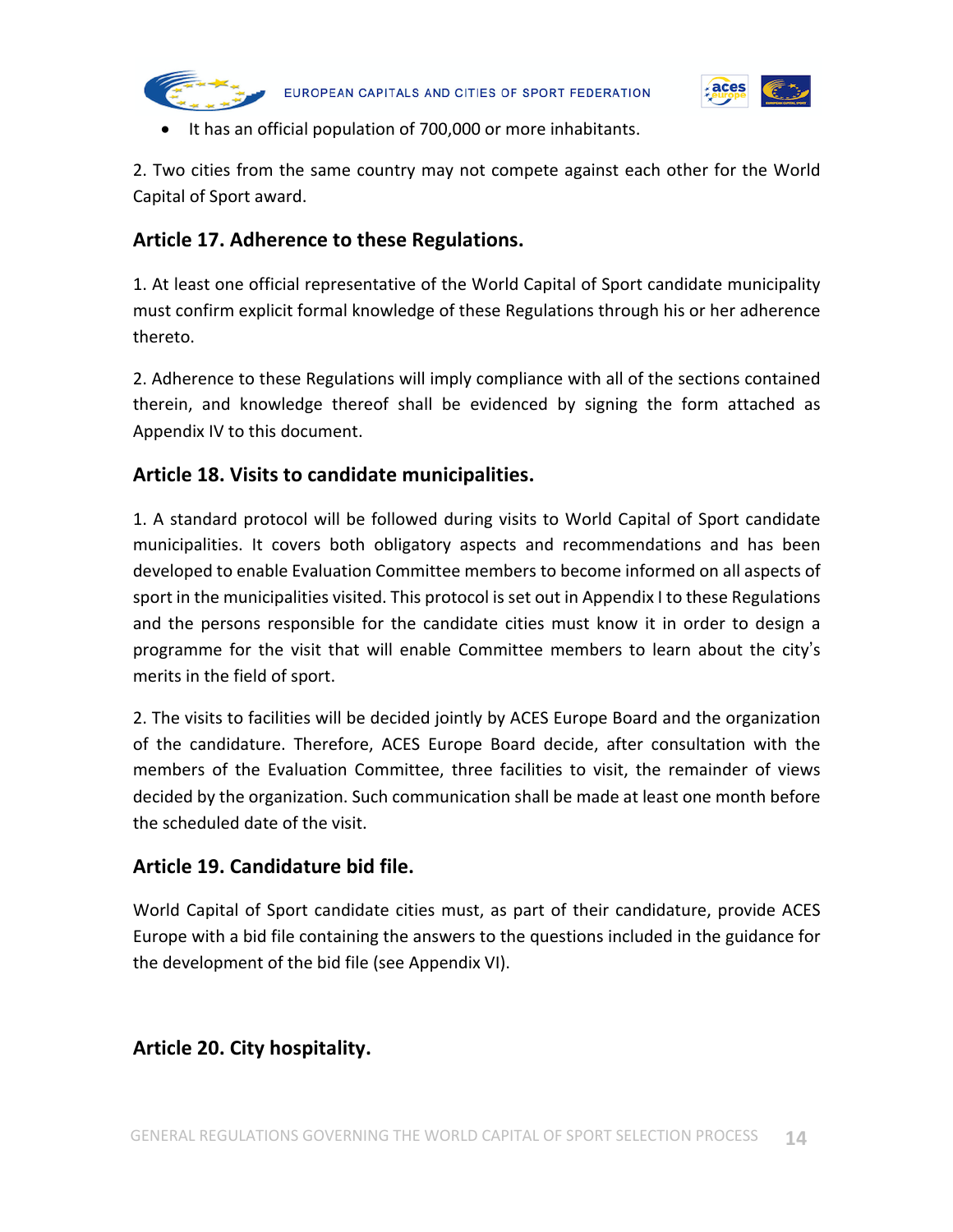- It has an official population of 700,000 or more inhabitants.

2. Two cities from the same country may not compete against each other for the World Capital of Sport award.

## Article 17. Adherence to these Regulations.

1. At least one official representative of the World Capital of Sport candidate municipality must confirm explicit formal knowledge of these Regulations through his or her adherence thereto.

2. Adherence to these Regulations will imply compliance with all of the sections contained therein, and knowledge thereof shall be evidenced by signing the form attached as Appendix IV to this document.

## Article 18. Visits to candidate municipalities.

1. A standard protocol will be followed during visits to World Capital of Sport candidate municipalities. It covers both obligatory aspects and recommendations and has been developed to enable Evaluation Committee members to become informed on all aspects of sport in the municipalities visited. This protocol is set out in Appendix I to these Regulations and the persons responsible for the candidate cities must know it in order to design a programme for the visit that will enable Committee members to learn about the city's merits in the field of sport.

2. The visits to facilities will be decided jointly by ACES Europe Board and the organization of the candidature. Therefore, ACES Europe Board decide, after consultation with the members of the Evaluation Committee, three facilities to visit, the remainder of views decided by the organization. Such communication shall be made at least one month before the scheduled date of the visit.

## Article 19. Candidature bid file.

World Capital of Sport candidate cities must, as part of their candidature, provide ACES Europe with a bid file containing the answers to the questions included in the guidance for the development of the bid file (see Appendix VI).

## Article 20. City hospitality.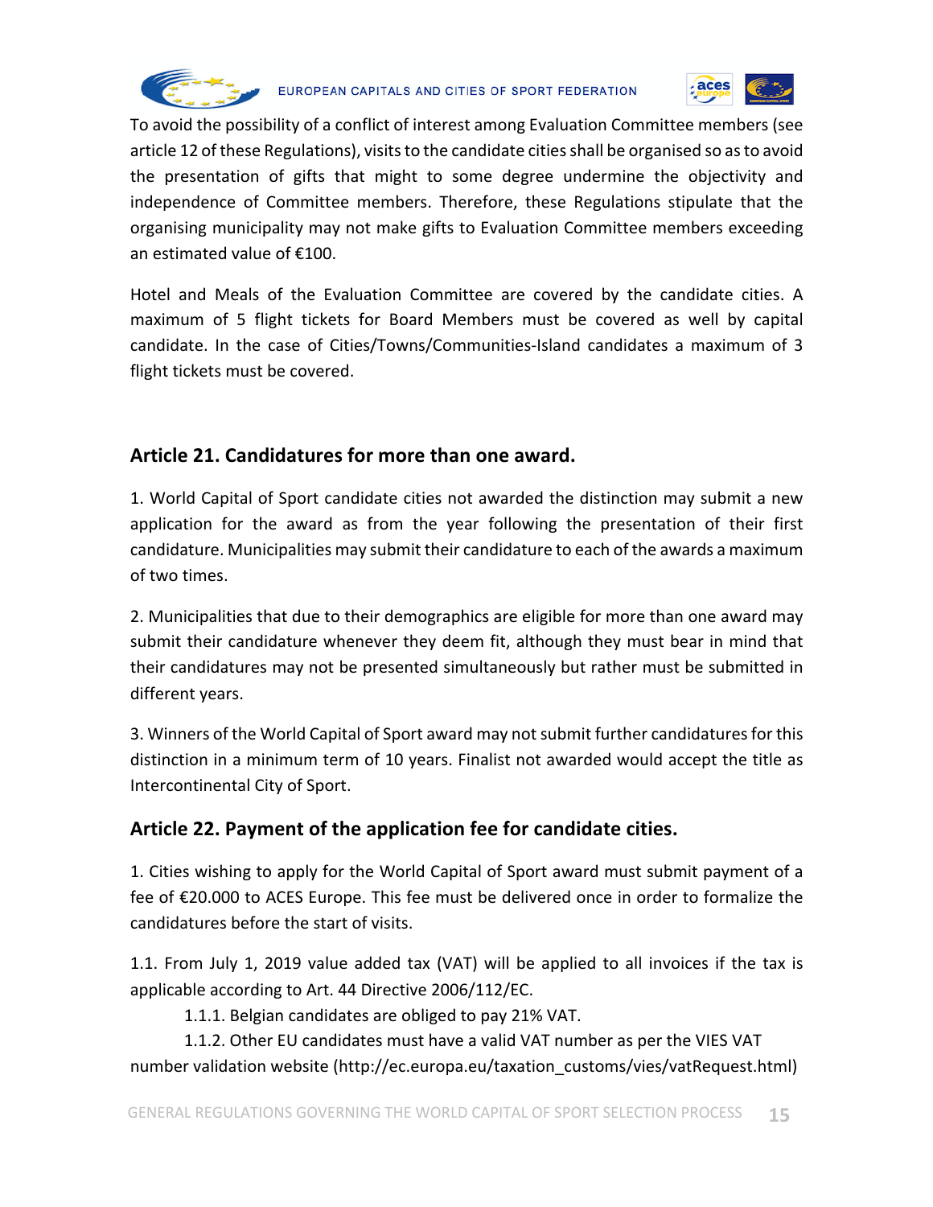To avoid the possibility of a conflict of interest among Evaluation Committee members (see article 12 of these Regulations), visits to the candidate cities shall be organised so as to avoid the presentation of gifts that might to some degree undermine the objectivity and independence of Committee members. Therefore, these Regulations stipulate that the organising municipality may not make gifts to Evaluation Committee members exceeding an estimated value of €100.

Hotel and Meals of the Evaluation Committee are covered by the candidate cities. A maximum of 5 flight tickets for Board Members must be covered as well by capital candidate. In the case of Cities/Towns/Communities-Island candidates a maximum of 3 flight tickets must be covered.

## Article 21. Candidatures for more than one award.

1. World Capital of Sport candidate cities not awarded the distinction may submit a new application for the award as from the year following the presentation of their first candidature. Municipalities may submit their candidature to each of the awards a maximum of two times.

2. Municipalities that due to their demographics are eligible for more than one award may submit their candidature whenever they deem fit, although they must bear in mind that their candidatures may not be presented simultaneously but rather must be submitted in different years.

3. Winners of the World Capital of Sport award may not submit further candidatures for this distinction in a minimum term of 10 years. Finalist not awarded would accept the title as Intercontinental City of Sport.

## Article 22. Payment of the application fee for candidate cities.

1. Cities wishing to apply for the World Capital of Sport award must submit payment of a fee of €20.000 to ACES Europe. This fee must be delivered once in order to formalize the candidatures before the start of visits.

1.1. From July 1, 2019 value added tax (VAT) will be applied to all invoices if the tax is applicable according to Art. 44 Directive 2006/112/EC.

1.1.1. Belgian candidates are obliged to pay 21% VAT.

1.1.2. Other EU candidates must have a valid VAT number as per the VIES VAT number validation website (http://ec.europa.eu/taxation_customs/vies/vatRequest.html)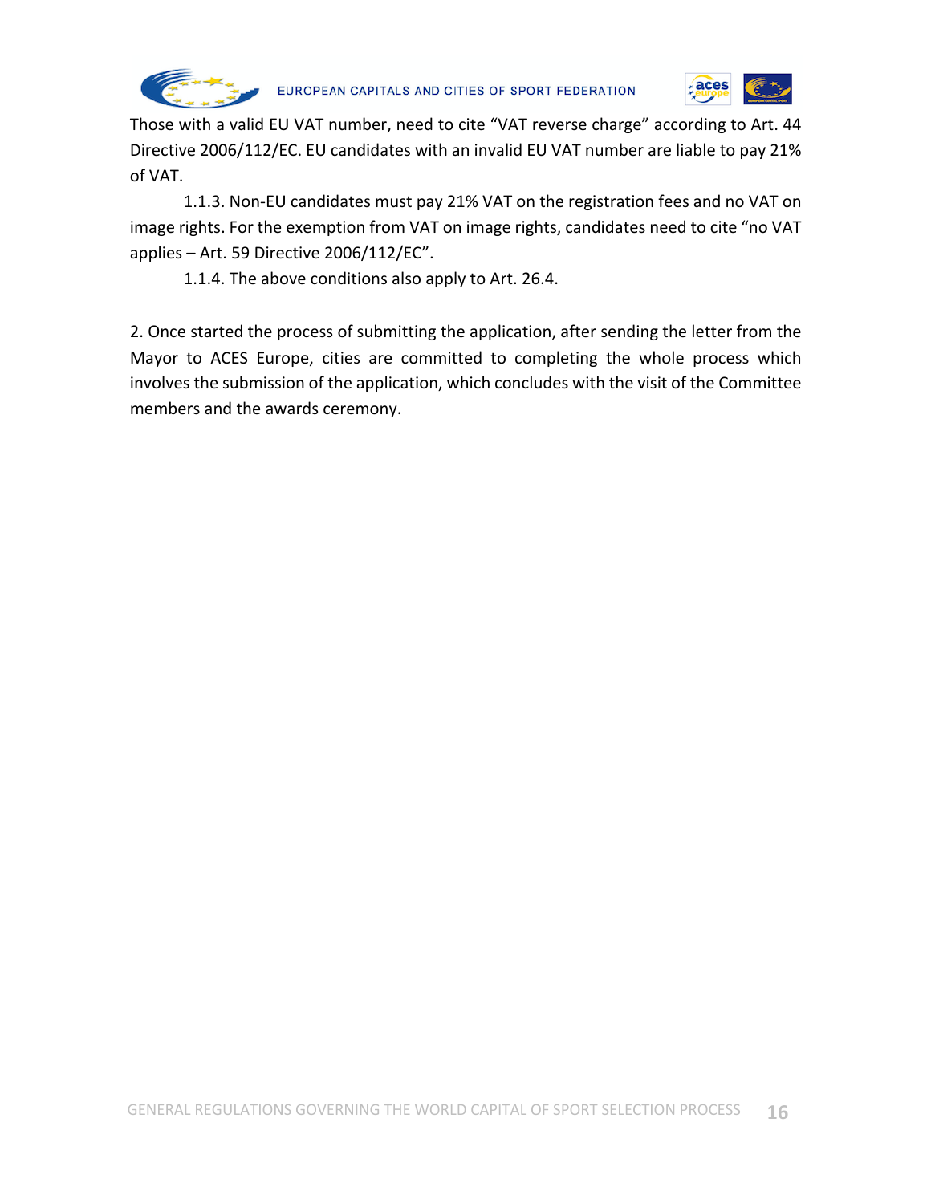Those with a valid EU VAT number, need to cite "VAT reverse charge" according to Art. 44 Directive 2006/112/EC. EU candidates with an invalid EU VAT number are liable to pay 21% of VAT.

1.1.3. Non-EU candidates must pay 21% VAT on the registration fees and no VAT on image rights. For the exemption from VAT on image rights, candidates need to cite "no VAT applies – Art. 59 Directive 2006/112/EC".

1.1.4. The above conditions also apply to Art. 26.4.

2. Once started the process of submitting the application, after sending the letter from the Mayor to ACES Europe, cities are committed to completing the whole process which involves the submission of the application, which concludes with the visit of the Committee members and the awards ceremony.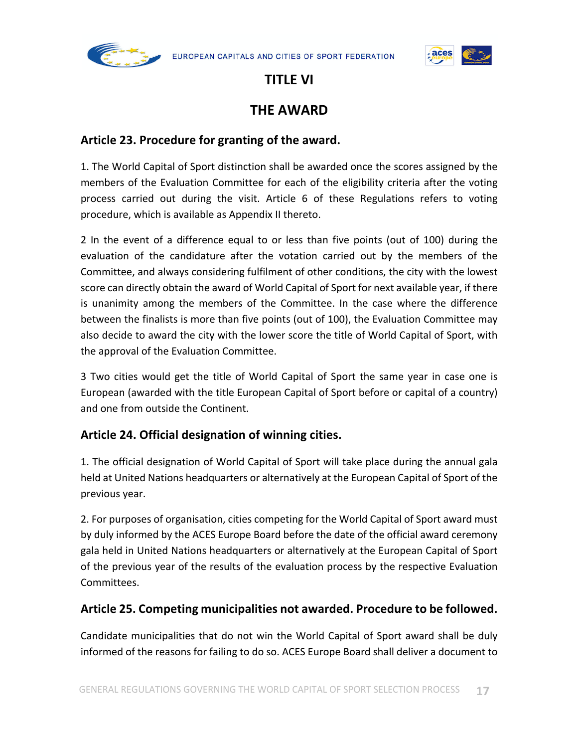# TITLE VI

# THE AWARD

## Article 23. Procedure for granting of the award.

1. The World Capital of Sport distinction shall be awarded once the scores assigned by the members of the Evaluation Committee for each of the eligibility criteria after the voting process carried out during the visit. Article 6 of these Regulations refers to voting procedure, which is available as Appendix II thereto.

2 In the event of a difference equal to or less than five points (out of 100) during the evaluation of the candidature after the votation carried out by the members of the Committee, and always considering fulfilment of other conditions, the city with the lowest score can directly obtain the award of World Capital of Sport for next available year, if there is unanimity among the members of the Committee. In the case where the difference between the finalists is more than five points (out of 100), the Evaluation Committee may also decide to award the city with the lower score the title of World Capital of Sport, with the approval of the Evaluation Committee.

3 Two cities would get the title of World Capital of Sport the same year in case one is European (awarded with the title European Capital of Sport before or capital of a country) and one from outside the Continent.

## Article 24. Official designation of winning cities.

1. The official designation of World Capital of Sport will take place during the annual gala held at United Nations headquarters or alternatively at the European Capital of Sport of the previous year.

2. For purposes of organisation, cities competing for the World Capital of Sport award must by duly informed by the ACES Europe Board before the date of the official award ceremony gala held in United Nations headquarters or alternatively at the European Capital of Sport of the previous year of the results of the evaluation process by the respective Evaluation Committees.

## Article 25. Competing municipalities not awarded. Procedure to be followed.

Candidate municipalities that do not win the World Capital of Sport award shall be duly informed of the reasons for failing to do so. ACES Europe Board shall deliver a document to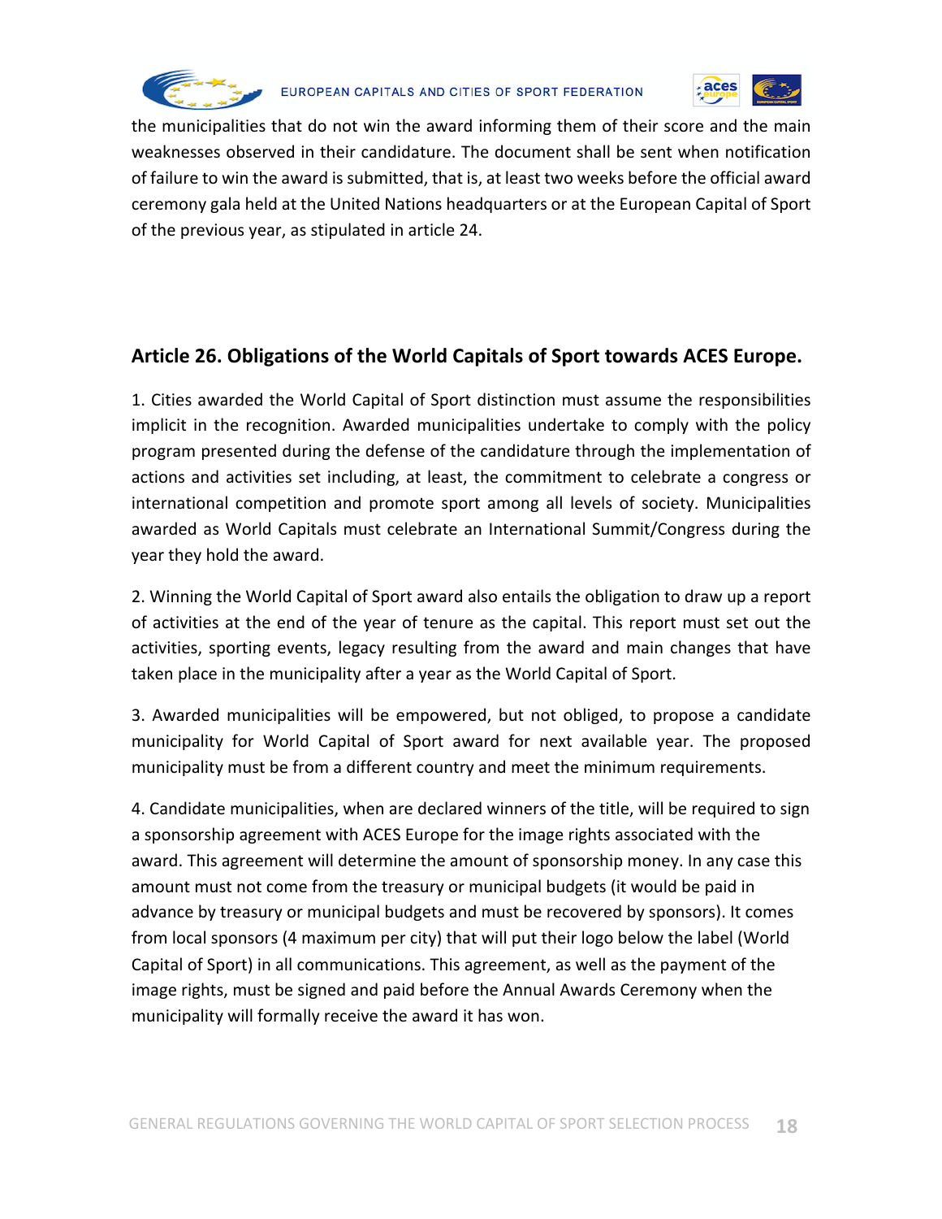the municipalities that do not win the award informing them of their score and the main weaknesses observed in their candidature. The document shall be sent when notification of failure to win the award is submitted, that is, at least two weeks before the official award ceremony gala held at the United Nations headquarters or at the European Capital of Sport of the previous year, as stipulated in article 24.

## Article 26. Obligations of the World Capitals of Sport towards ACES Europe.

1. Cities awarded the World Capital of Sport distinction must assume the responsibilities implicit in the recognition. Awarded municipalities undertake to comply with the policy program presented during the defense of the candidature through the implementation of actions and activities set including, at least, the commitment to celebrate a congress or international competition and promote sport among all levels of society. Municipalities awarded as World Capitals must celebrate an International Summit/Congress during the year they hold the award.

2. Winning the World Capital of Sport award also entails the obligation to draw up a report of activities at the end of the year of tenure as the capital. This report must set out the activities, sporting events, legacy resulting from the award and main changes that have taken place in the municipality after a year as the World Capital of Sport.

3. Awarded municipalities will be empowered, but not obliged, to propose a candidate municipality for World Capital of Sport award for next available year. The proposed municipality must be from a different country and meet the minimum requirements.

4. Candidate municipalities, when are declared winners of the title, will be required to sign a sponsorship agreement with ACES Europe for the image rights associated with the award. This agreement will determine the amount of sponsorship money. In any case this amount must not come from the treasury or municipal budgets (it would be paid in advance by treasury or municipal budgets and must be recovered by sponsors). It comes from local sponsors (4 maximum per city) that will put their logo below the label (World Capital of Sport) in all communications. This agreement, as well as the payment of the image rights, must be signed and paid before the Annual Awards Ceremony when the municipality will formally receive the award it has won.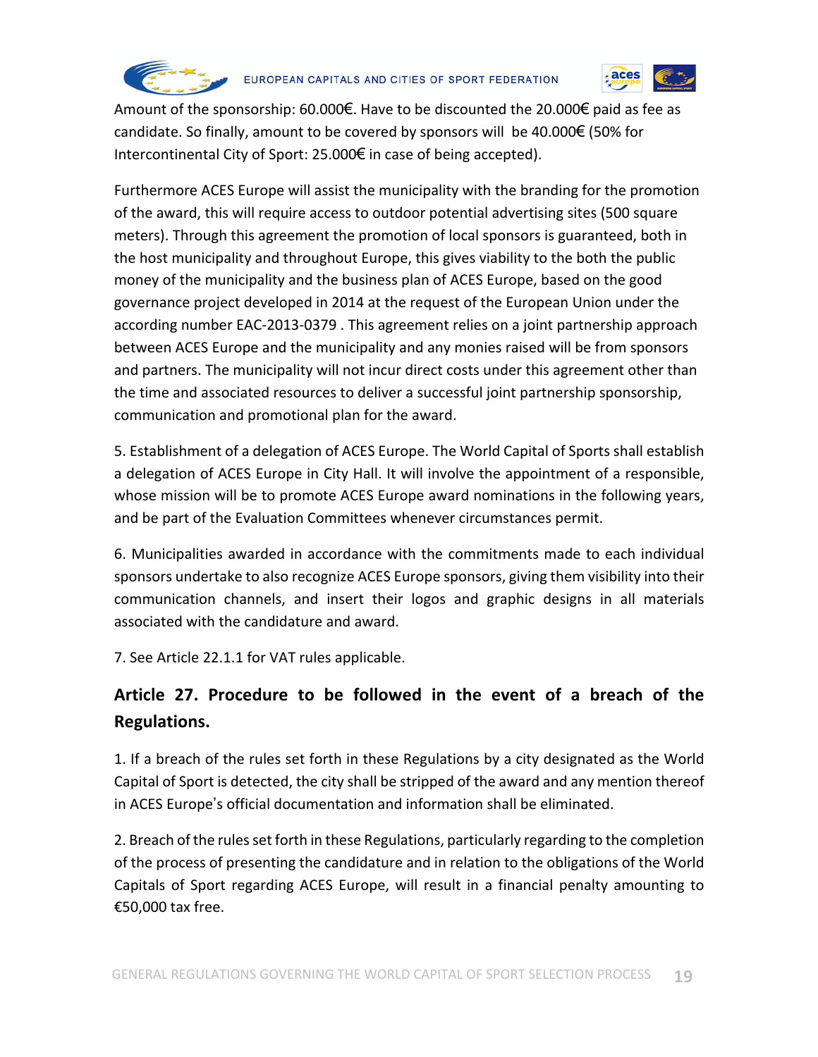Amount of the sponsorship: 60.000€. Have to be discounted the 20.000€ paid as fee as candidate. So finally, amount to be covered by sponsors will be 40.000€ (50% for Intercontinental City of Sport: 25.000€ in case of being accepted).

Furthermore ACES Europe will assist the municipality with the branding for the promotion of the award, this will require access to outdoor potential advertising sites (500 square meters). Through this agreement the promotion of local sponsors is guaranteed, both in the host municipality and throughout Europe, this gives viability to the both the public money of the municipality and the business plan of ACES Europe, based on the good governance project developed in 2014 at the request of the European Union under the according number EAC-2013-0379 . This agreement relies on a joint partnership approach between ACES Europe and the municipality and any monies raised will be from sponsors and partners. The municipality will not incur direct costs under this agreement other than the time and associated resources to deliver a successful joint partnership sponsorship, communication and promotional plan for the award.

5. Establishment of a delegation of ACES Europe. The World Capital of Sports shall establish a delegation of ACES Europe in City Hall. It will involve the appointment of a responsible, whose mission will be to promote ACES Europe award nominations in the following years, and be part of the Evaluation Committees whenever circumstances permit.

6. Municipalities awarded in accordance with the commitments made to each individual sponsors undertake to also recognize ACES Europe sponsors, giving them visibility into their communication channels, and insert their logos and graphic designs in all materials associated with the candidature and award.

7. See Article 22.1.1 for VAT rules applicable.

## Article 27. Procedure to be followed in the event of a breach of the Regulations.

1. If a breach of the rules set forth in these Regulations by a city designated as the World Capital of Sport is detected, the city shall be stripped of the award and any mention thereof in ACES Europe's official documentation and information shall be eliminated.

2. Breach of the rules set forth in these Regulations, particularly regarding to the completion of the process of presenting the candidature and in relation to the obligations of the World Capitals of Sport regarding ACES Europe, will result in a financial penalty amounting to €50,000 tax free.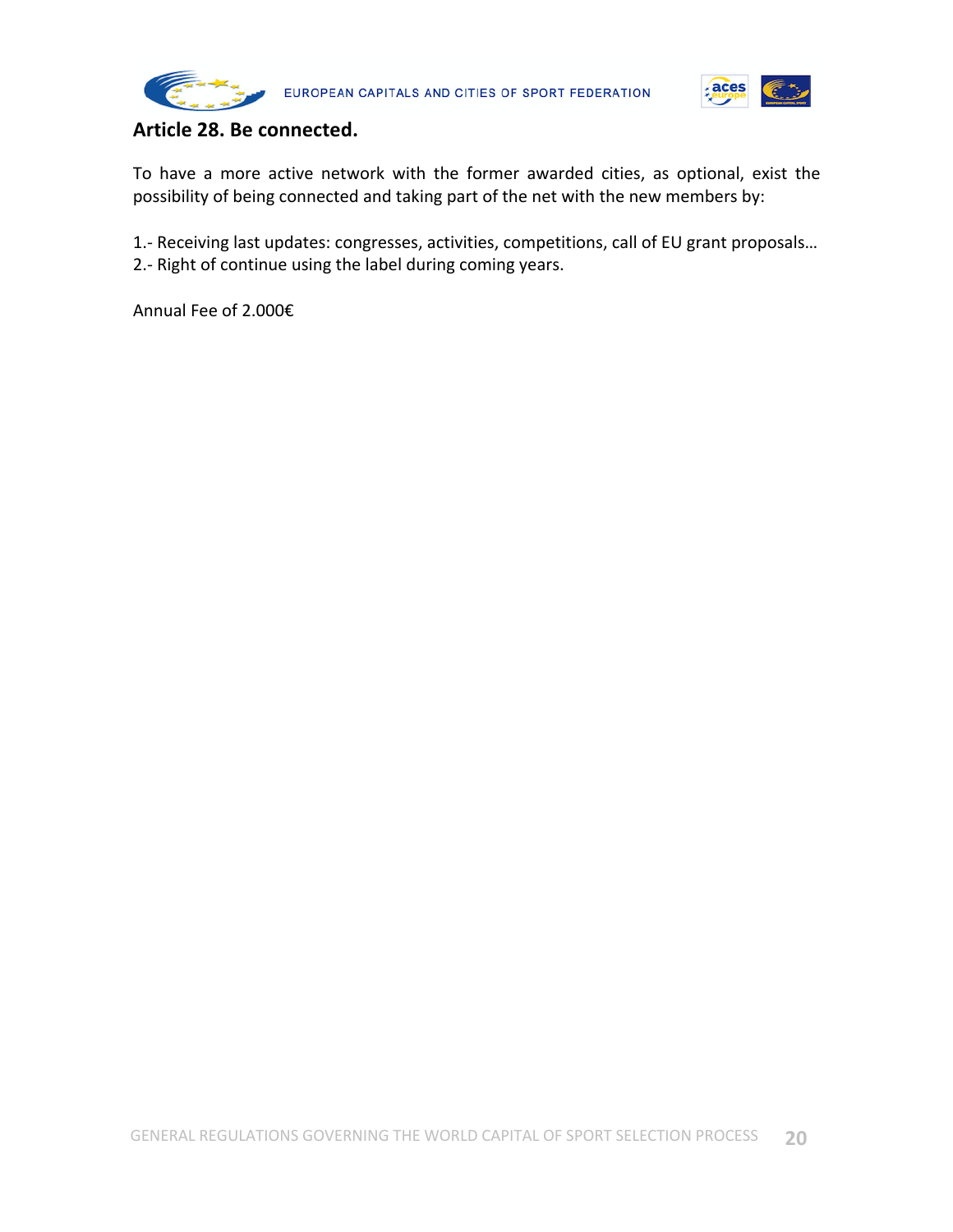## Article 28. Be connected.

To have a more active network with the former awarded cities, as optional, exist the possibility of being connected and taking part of the net with the new members by:

1.- Receiving last updates: congresses, activities, competitions, call of EU grant proposals…
2.- Right of continue using the label during coming years.

Annual Fee of 2.000€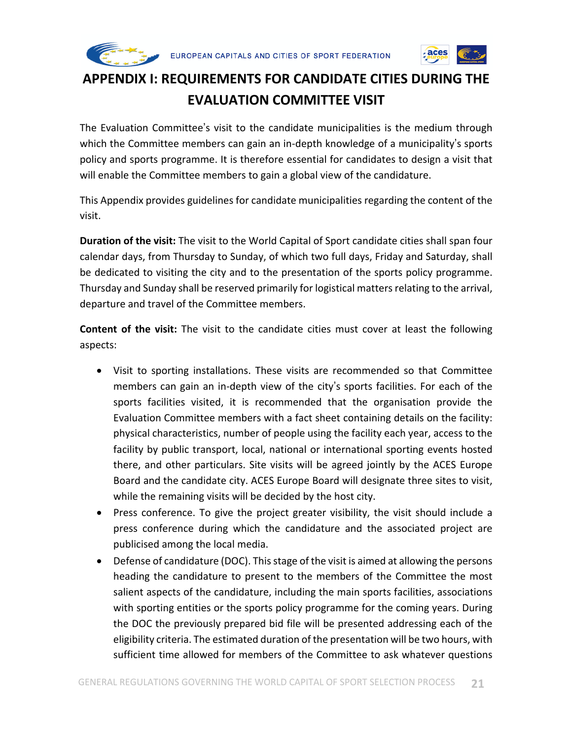# APPENDIX I: REQUIREMENTS FOR CANDIDATE CITIES DURING THE EVALUATION COMMITTEE VISIT

The Evaluation Committee's visit to the candidate municipalities is the medium through which the Committee members can gain an in-depth knowledge of a municipality's sports policy and sports programme. It is therefore essential for candidates to design a visit that will enable the Committee members to gain a global view of the candidature.

This Appendix provides guidelines for candidate municipalities regarding the content of the visit.

**Duration of the visit:** The visit to the World Capital of Sport candidate cities shall span four calendar days, from Thursday to Sunday, of which two full days, Friday and Saturday, shall be dedicated to visiting the city and to the presentation of the sports policy programme. Thursday and Sunday shall be reserved primarily for logistical matters relating to the arrival, departure and travel of the Committee members.

**Content of the visit:** The visit to the candidate cities must cover at least the following aspects:

- Visit to sporting installations. These visits are recommended so that Committee members can gain an in-depth view of the city's sports facilities. For each of the sports facilities visited, it is recommended that the organisation provide the Evaluation Committee members with a fact sheet containing details on the facility: physical characteristics, number of people using the facility each year, access to the facility by public transport, local, national or international sporting events hosted there, and other particulars. Site visits will be agreed jointly by the ACES Europe Board and the candidate city. ACES Europe Board will designate three sites to visit, while the remaining visits will be decided by the host city.
- Press conference. To give the project greater visibility, the visit should include a press conference during which the candidature and the associated project are publicised among the local media.
- Defense of candidature (DOC). This stage of the visit is aimed at allowing the persons heading the candidature to present to the members of the Committee the most salient aspects of the candidature, including the main sports facilities, associations with sporting entities or the sports policy programme for the coming years. During the DOC the previously prepared bid file will be presented addressing each of the eligibility criteria. The estimated duration of the presentation will be two hours, with sufficient time allowed for members of the Committee to ask whatever questions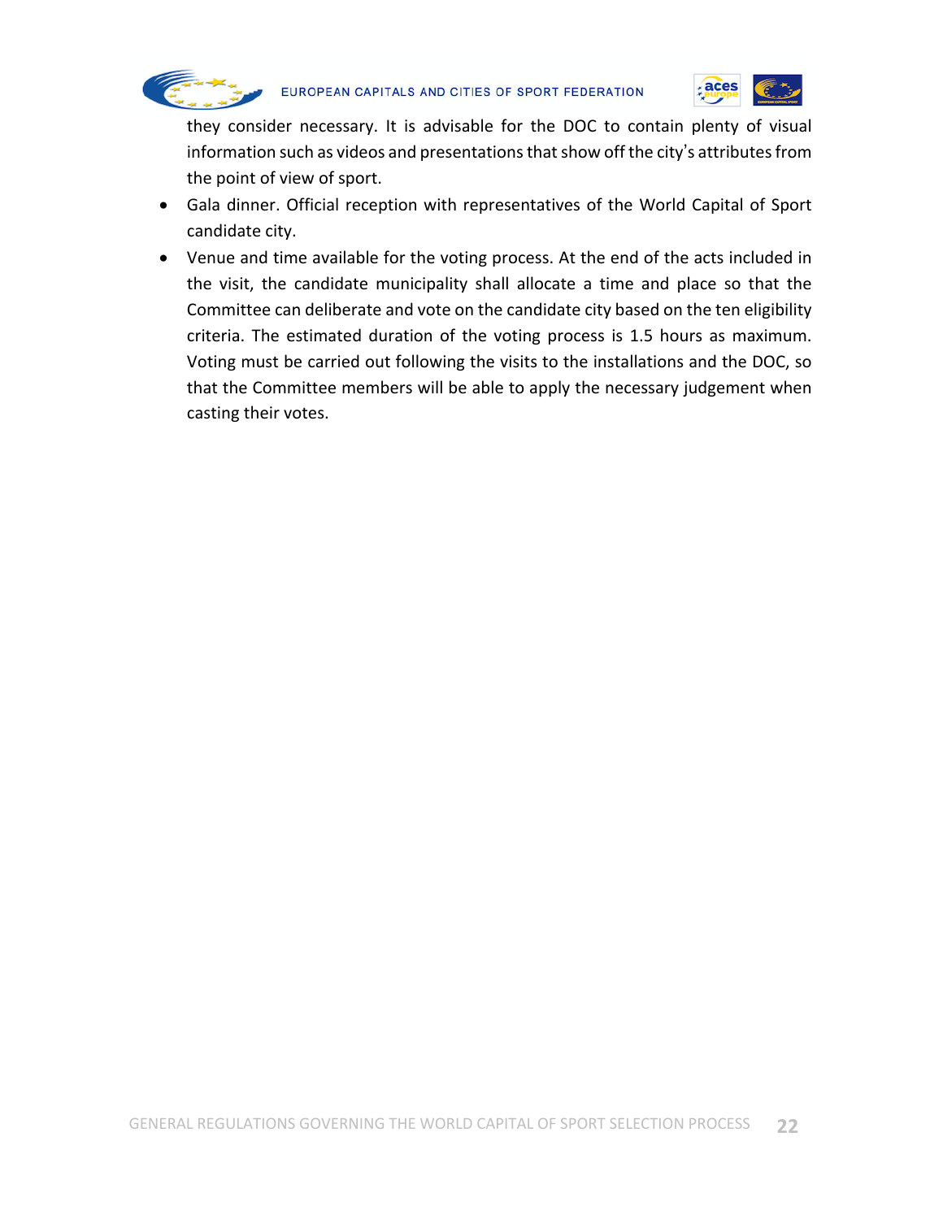they consider necessary. It is advisable for the DOC to contain plenty of visual information such as videos and presentations that show off the city's attributes from the point of view of sport.

- Gala dinner. Official reception with representatives of the World Capital of Sport candidate city.
- Venue and time available for the voting process. At the end of the acts included in the visit, the candidate municipality shall allocate a time and place so that the Committee can deliberate and vote on the candidate city based on the ten eligibility criteria. The estimated duration of the voting process is 1.5 hours as maximum. Voting must be carried out following the visits to the installations and the DOC, so that the Committee members will be able to apply the necessary judgement when casting their votes.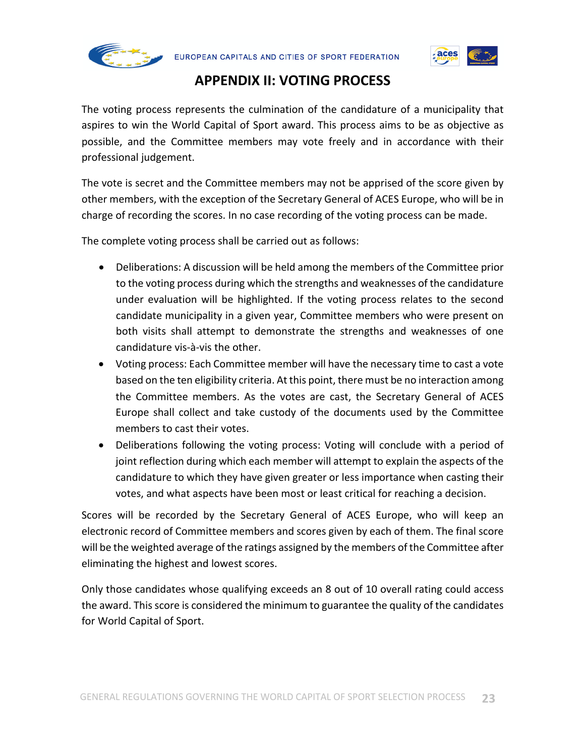# APPENDIX II: VOTING PROCESS

The voting process represents the culmination of the candidature of a municipality that aspires to win the World Capital of Sport award. This process aims to be as objective as possible, and the Committee members may vote freely and in accordance with their professional judgement.

The vote is secret and the Committee members may not be apprised of the score given by other members, with the exception of the Secretary General of ACES Europe, who will be in charge of recording the scores. In no case recording of the voting process can be made.

The complete voting process shall be carried out as follows:

- Deliberations: A discussion will be held among the members of the Committee prior to the voting process during which the strengths and weaknesses of the candidature under evaluation will be highlighted. If the voting process relates to the second candidate municipality in a given year, Committee members who were present on both visits shall attempt to demonstrate the strengths and weaknesses of one candidature vis-à-vis the other.
- Voting process: Each Committee member will have the necessary time to cast a vote based on the ten eligibility criteria. At this point, there must be no interaction among the Committee members. As the votes are cast, the Secretary General of ACES Europe shall collect and take custody of the documents used by the Committee members to cast their votes.
- Deliberations following the voting process: Voting will conclude with a period of joint reflection during which each member will attempt to explain the aspects of the candidature to which they have given greater or less importance when casting their votes, and what aspects have been most or least critical for reaching a decision.

Scores will be recorded by the Secretary General of ACES Europe, who will keep an electronic record of Committee members and scores given by each of them. The final score will be the weighted average of the ratings assigned by the members of the Committee after eliminating the highest and lowest scores.

Only those candidates whose qualifying exceeds an 8 out of 10 overall rating could access the award. This score is considered the minimum to guarantee the quality of the candidates for World Capital of Sport.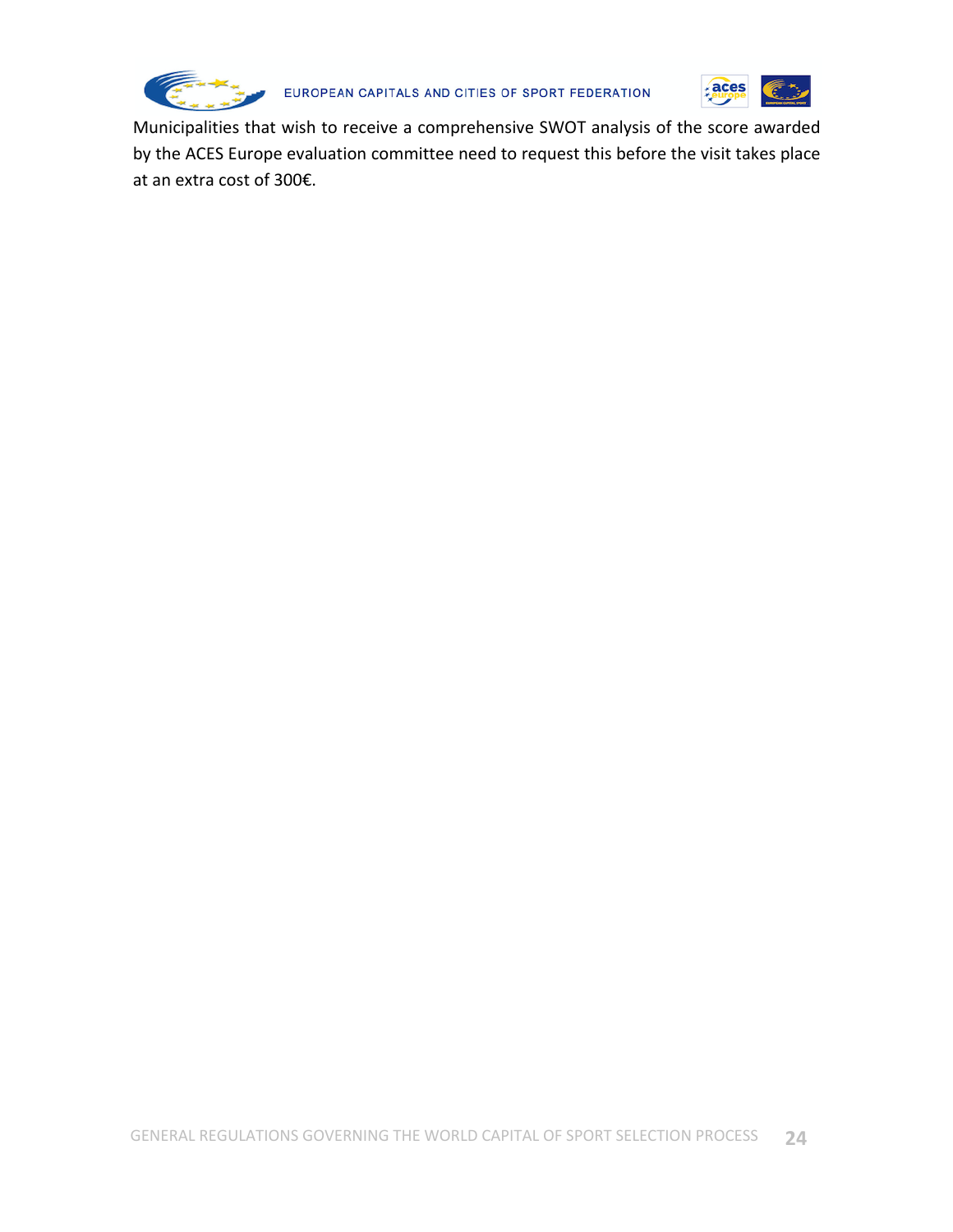Municipalities that wish to receive a comprehensive SWOT analysis of the score awarded by the ACES Europe evaluation committee need to request this before the visit takes place at an extra cost of 300€.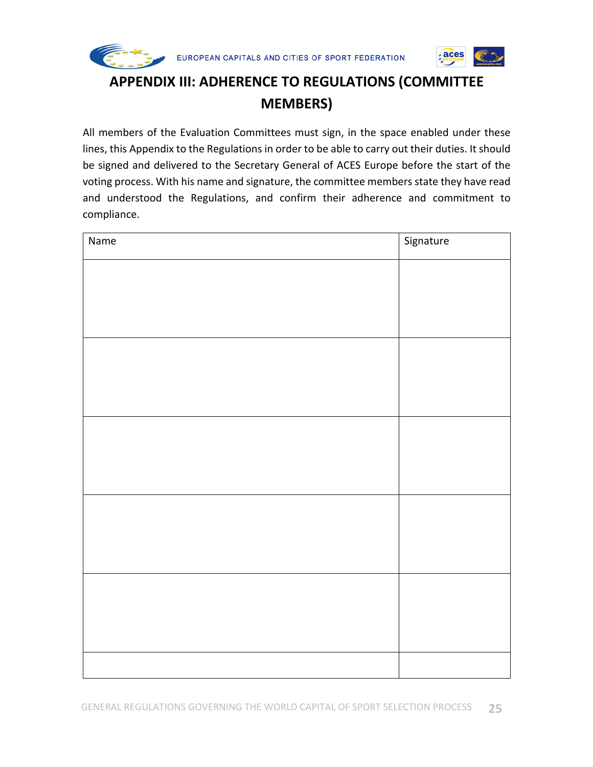# APPENDIX III: ADHERENCE TO REGULATIONS (COMMITTEE MEMBERS)

All members of the Evaluation Committees must sign, in the space enabled under these lines, this Appendix to the Regulations in order to be able to carry out their duties. It should be signed and delivered to the Secretary General of ACES Europe before the start of the voting process. With his name and signature, the committee members state they have read and understood the Regulations, and confirm their adherence and commitment to compliance.

| Name | Signature |
|---|---|
| | |
| | |
| | |
| | |
| | |
| | |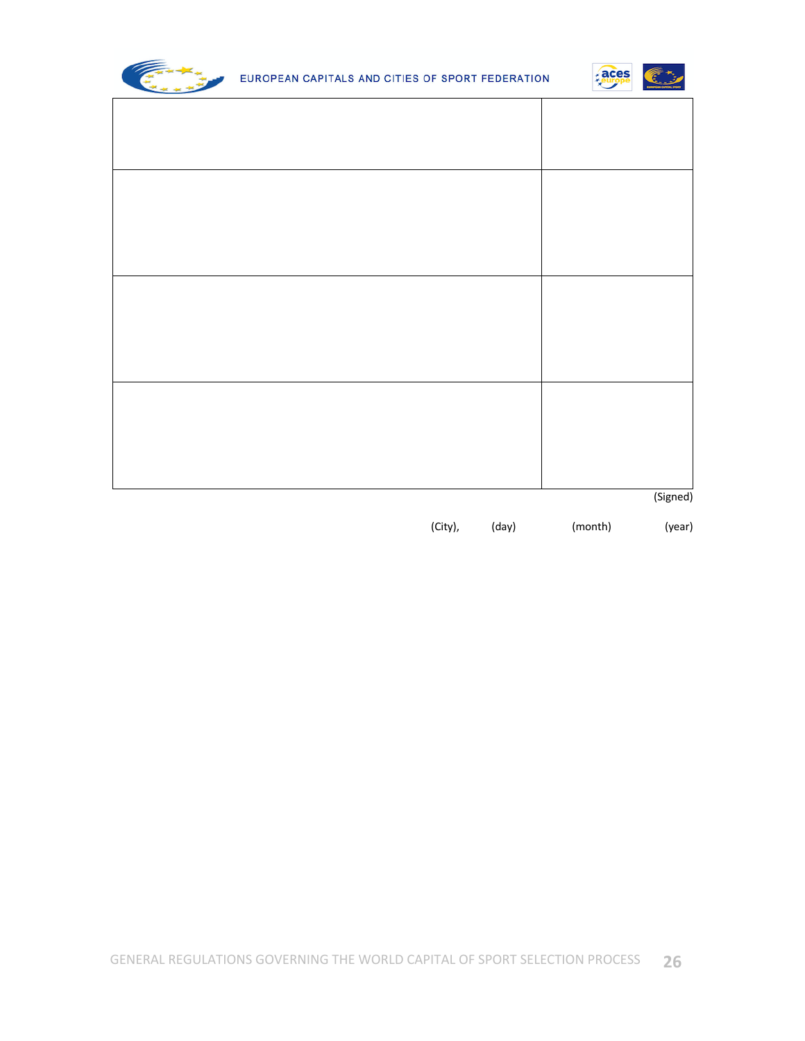| | |
|---|---|
| | |
| | |
| | |
| | |

(Signed)

(City), (day) (month) (year)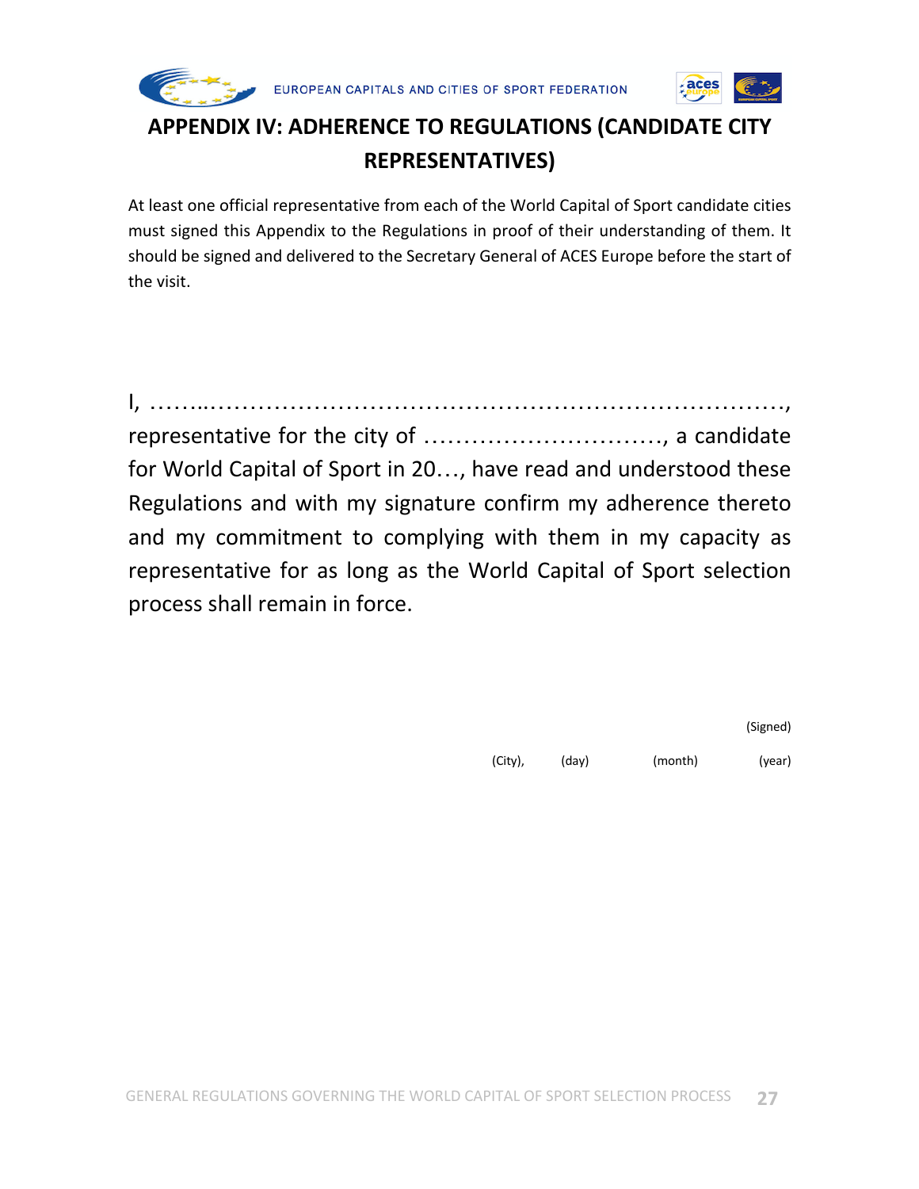# APPENDIX IV: ADHERENCE TO REGULATIONS (CANDIDATE CITY REPRESENTATIVES)

At least one official representative from each of the World Capital of Sport candidate cities must signed this Appendix to the Regulations in proof of their understanding of them. It should be signed and delivered to the Secretary General of ACES Europe before the start of the visit.

I, ……..…………………………………………………………………, representative for the city of …………………………, a candidate for World Capital of Sport in 20…, have read and understood these Regulations and with my signature confirm my adherence thereto and my commitment to complying with them in my capacity as representative for as long as the World Capital of Sport selection process shall remain in force.

(Signed)

(City), (day) (month) (year)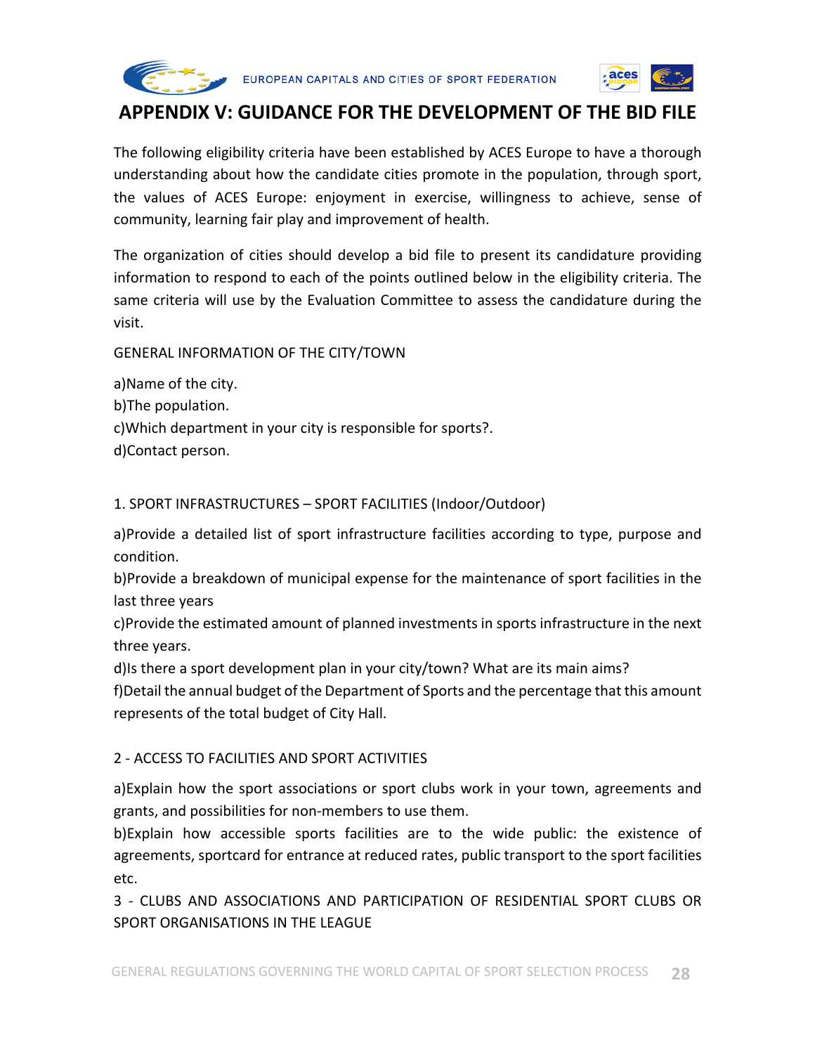# APPENDIX V: GUIDANCE FOR THE DEVELOPMENT OF THE BID FILE

The following eligibility criteria have been established by ACES Europe to have a thorough understanding about how the candidate cities promote in the population, through sport, the values of ACES Europe: enjoyment in exercise, willingness to achieve, sense of community, learning fair play and improvement of health.

The organization of cities should develop a bid file to present its candidature providing information to respond to each of the points outlined below in the eligibility criteria. The same criteria will use by the Evaluation Committee to assess the candidature during the visit.

GENERAL INFORMATION OF THE CITY/TOWN

a)Name of the city.
b)The population.
c)Which department in your city is responsible for sports?.
d)Contact person.

1. SPORT INFRASTRUCTURES – SPORT FACILITIES (Indoor/Outdoor)

a)Provide a detailed list of sport infrastructure facilities according to type, purpose and condition.
b)Provide a breakdown of municipal expense for the maintenance of sport facilities in the last three years
c)Provide the estimated amount of planned investments in sports infrastructure in the next three years.
d)Is there a sport development plan in your city/town? What are its main aims?
f)Detail the annual budget of the Department of Sports and the percentage that this amount represents of the total budget of City Hall.

2 - ACCESS TO FACILITIES AND SPORT ACTIVITIES

a)Explain how the sport associations or sport clubs work in your town, agreements and grants, and possibilities for non-members to use them.
b)Explain how accessible sports facilities are to the wide public: the existence of agreements, sportcard for entrance at reduced rates, public transport to the sport facilities etc.

3 - CLUBS AND ASSOCIATIONS AND PARTICIPATION OF RESIDENTIAL SPORT CLUBS OR SPORT ORGANISATIONS IN THE LEAGUE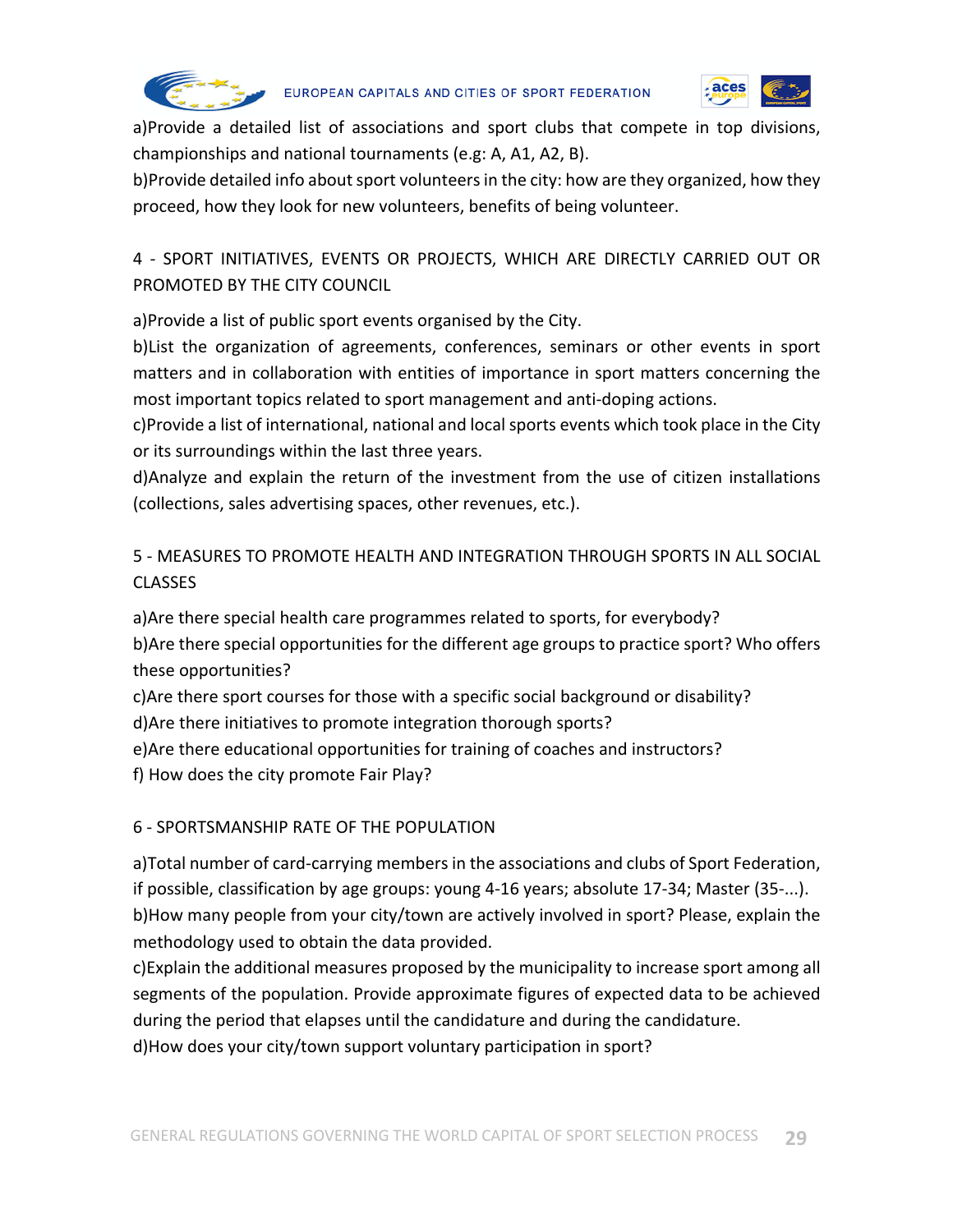a)Provide a detailed list of associations and sport clubs that compete in top divisions, championships and national tournaments (e.g: A, A1, A2, B).

b)Provide detailed info about sport volunteers in the city: how are they organized, how they proceed, how they look for new volunteers, benefits of being volunteer.

## 4 - SPORT INITIATIVES, EVENTS OR PROJECTS, WHICH ARE DIRECTLY CARRIED OUT OR PROMOTED BY THE CITY COUNCIL

a)Provide a list of public sport events organised by the City.

b)List the organization of agreements, conferences, seminars or other events in sport matters and in collaboration with entities of importance in sport matters concerning the most important topics related to sport management and anti-doping actions.

c)Provide a list of international, national and local sports events which took place in the City or its surroundings within the last three years.

d)Analyze and explain the return of the investment from the use of citizen installations (collections, sales advertising spaces, other revenues, etc.).

## 5 - MEASURES TO PROMOTE HEALTH AND INTEGRATION THROUGH SPORTS IN ALL SOCIAL CLASSES

a)Are there special health care programmes related to sports, for everybody?

b)Are there special opportunities for the different age groups to practice sport? Who offers these opportunities?

c)Are there sport courses for those with a specific social background or disability?

d)Are there initiatives to promote integration thorough sports?

e)Are there educational opportunities for training of coaches and instructors?

f) How does the city promote Fair Play?

## 6 - SPORTSMANSHIP RATE OF THE POPULATION

a)Total number of card-carrying members in the associations and clubs of Sport Federation, if possible, classification by age groups: young 4-16 years; absolute 17-34; Master (35-...).

b)How many people from your city/town are actively involved in sport? Please, explain the methodology used to obtain the data provided.

c)Explain the additional measures proposed by the municipality to increase sport among all segments of the population. Provide approximate figures of expected data to be achieved during the period that elapses until the candidature and during the candidature.

d)How does your city/town support voluntary participation in sport?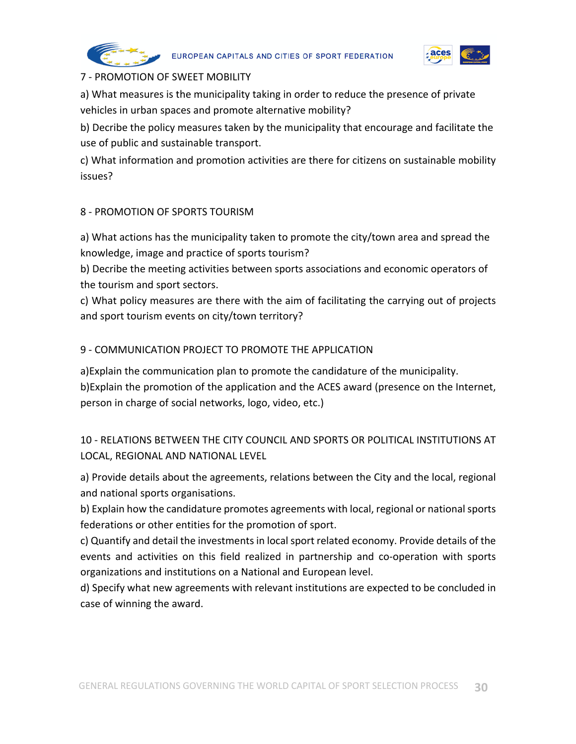## 7 - PROMOTION OF SWEET MOBILITY

a) What measures is the municipality taking in order to reduce the presence of private vehicles in urban spaces and promote alternative mobility?

b) Decribe the policy measures taken by the municipality that encourage and facilitate the use of public and sustainable transport.

c) What information and promotion activities are there for citizens on sustainable mobility issues?

## 8 - PROMOTION OF SPORTS TOURISM

a) What actions has the municipality taken to promote the city/town area and spread the knowledge, image and practice of sports tourism?

b) Decribe the meeting activities between sports associations and economic operators of the tourism and sport sectors.

c) What policy measures are there with the aim of facilitating the carrying out of projects and sport tourism events on city/town territory?

## 9 - COMMUNICATION PROJECT TO PROMOTE THE APPLICATION

a)Explain the communication plan to promote the candidature of the municipality.

b)Explain the promotion of the application and the ACES award (presence on the Internet, person in charge of social networks, logo, video, etc.)

## 10 - RELATIONS BETWEEN THE CITY COUNCIL AND SPORTS OR POLITICAL INSTITUTIONS AT LOCAL, REGIONAL AND NATIONAL LEVEL

a) Provide details about the agreements, relations between the City and the local, regional and national sports organisations.

b) Explain how the candidature promotes agreements with local, regional or national sports federations or other entities for the promotion of sport.

c) Quantify and detail the investments in local sport related economy. Provide details of the events and activities on this field realized in partnership and co-operation with sports organizations and institutions on a National and European level.

d) Specify what new agreements with relevant institutions are expected to be concluded in case of winning the award.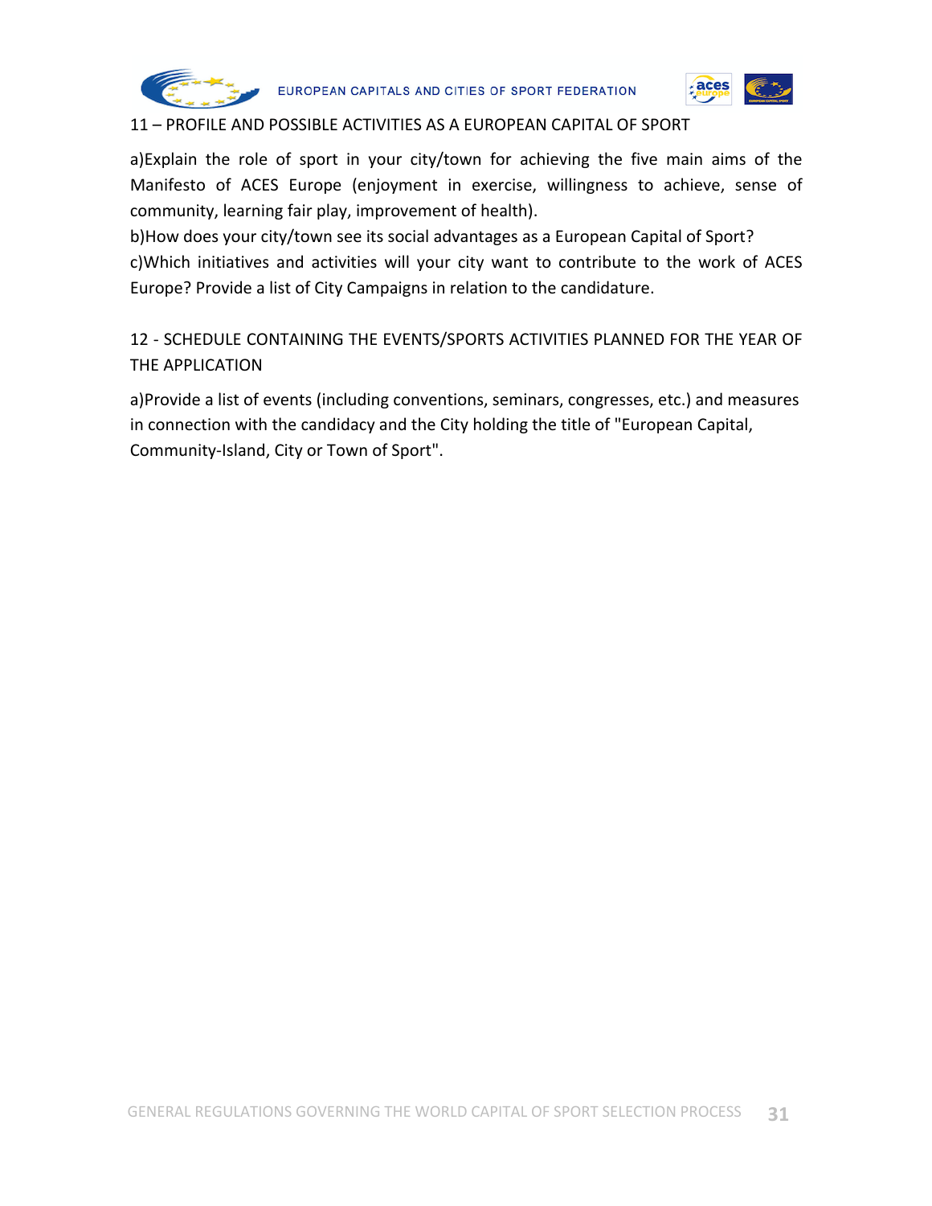## 11 – PROFILE AND POSSIBLE ACTIVITIES AS A EUROPEAN CAPITAL OF SPORT

a)Explain the role of sport in your city/town for achieving the five main aims of the Manifesto of ACES Europe (enjoyment in exercise, willingness to achieve, sense of community, learning fair play, improvement of health).

b)How does your city/town see its social advantages as a European Capital of Sport?

c)Which initiatives and activities will your city want to contribute to the work of ACES Europe? Provide a list of City Campaigns in relation to the candidature.

## 12 - SCHEDULE CONTAINING THE EVENTS/SPORTS ACTIVITIES PLANNED FOR THE YEAR OF THE APPLICATION

a)Provide a list of events (including conventions, seminars, congresses, etc.) and measures in connection with the candidacy and the City holding the title of "European Capital, Community-Island, City or Town of Sport".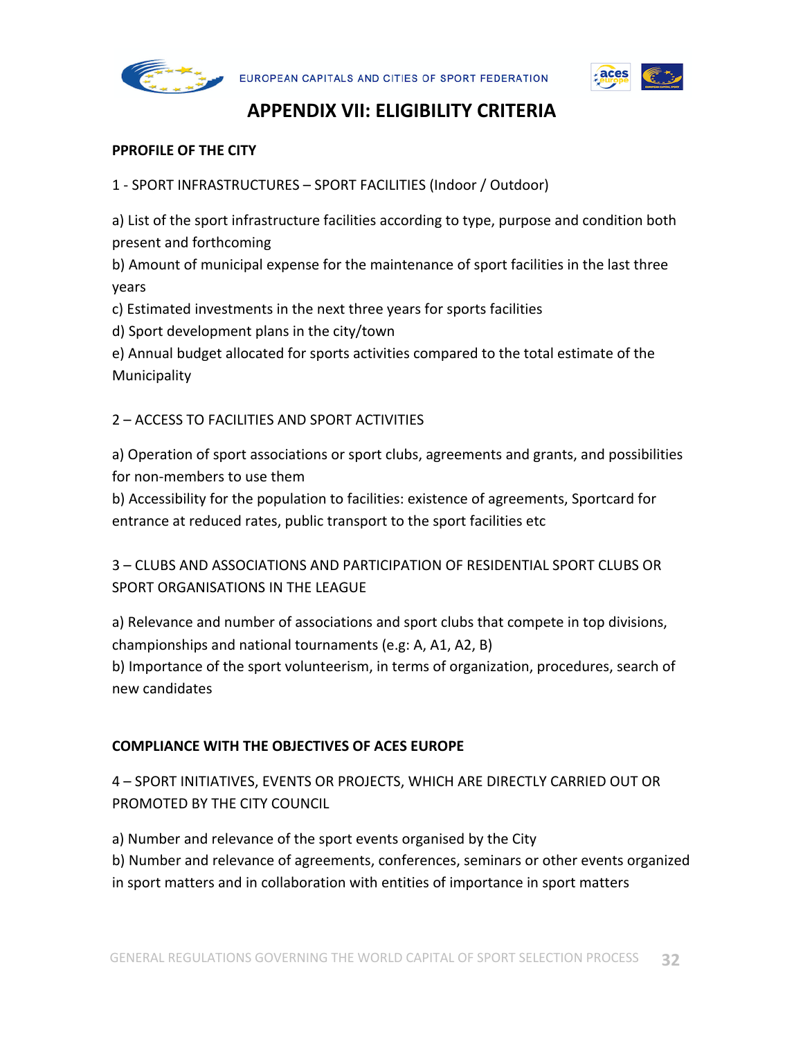# APPENDIX VII: ELIGIBILITY CRITERIA

**PPROFILE OF THE CITY**

1 - SPORT INFRASTRUCTURES – SPORT FACILITIES (Indoor / Outdoor)

a) List of the sport infrastructure facilities according to type, purpose and condition both present and forthcoming
b) Amount of municipal expense for the maintenance of sport facilities in the last three years
c) Estimated investments in the next three years for sports facilities
d) Sport development plans in the city/town
e) Annual budget allocated for sports activities compared to the total estimate of the Municipality

2 – ACCESS TO FACILITIES AND SPORT ACTIVITIES

a) Operation of sport associations or sport clubs, agreements and grants, and possibilities for non-members to use them
b) Accessibility for the population to facilities: existence of agreements, Sportcard for entrance at reduced rates, public transport to the sport facilities etc

3 – CLUBS AND ASSOCIATIONS AND PARTICIPATION OF RESIDENTIAL SPORT CLUBS OR SPORT ORGANISATIONS IN THE LEAGUE

a) Relevance and number of associations and sport clubs that compete in top divisions, championships and national tournaments (e.g: A, A1, A2, B)
b) Importance of the sport volunteerism, in terms of organization, procedures, search of new candidates

**COMPLIANCE WITH THE OBJECTIVES OF ACES EUROPE**

4 – SPORT INITIATIVES, EVENTS OR PROJECTS, WHICH ARE DIRECTLY CARRIED OUT OR PROMOTED BY THE CITY COUNCIL

a) Number and relevance of the sport events organised by the City
b) Number and relevance of agreements, conferences, seminars or other events organized in sport matters and in collaboration with entities of importance in sport matters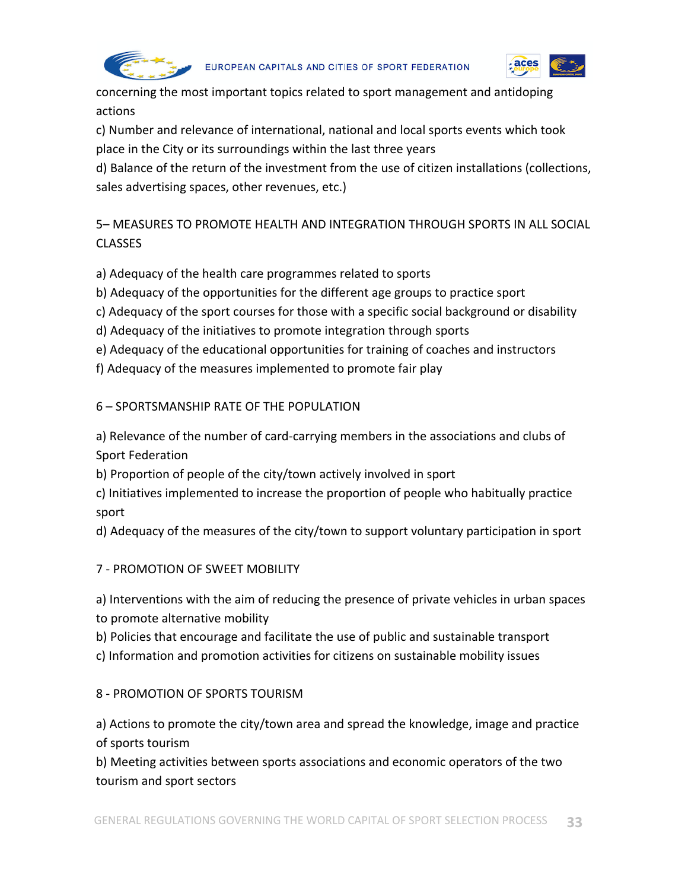concerning the most important topics related to sport management and antidoping actions

c) Number and relevance of international, national and local sports events which took place in the City or its surroundings within the last three years

d) Balance of the return of the investment from the use of citizen installations (collections, sales advertising spaces, other revenues, etc.)

5– MEASURES TO PROMOTE HEALTH AND INTEGRATION THROUGH SPORTS IN ALL SOCIAL CLASSES

a) Adequacy of the health care programmes related to sports

b) Adequacy of the opportunities for the different age groups to practice sport

c) Adequacy of the sport courses for those with a specific social background or disability

d) Adequacy of the initiatives to promote integration through sports

e) Adequacy of the educational opportunities for training of coaches and instructors

f) Adequacy of the measures implemented to promote fair play

6 – SPORTSMANSHIP RATE OF THE POPULATION

a) Relevance of the number of card-carrying members in the associations and clubs of Sport Federation

b) Proportion of people of the city/town actively involved in sport

c) Initiatives implemented to increase the proportion of people who habitually practice sport

d) Adequacy of the measures of the city/town to support voluntary participation in sport

7 - PROMOTION OF SWEET MOBILITY

a) Interventions with the aim of reducing the presence of private vehicles in urban spaces to promote alternative mobility

b) Policies that encourage and facilitate the use of public and sustainable transport

c) Information and promotion activities for citizens on sustainable mobility issues

8 - PROMOTION OF SPORTS TOURISM

a) Actions to promote the city/town area and spread the knowledge, image and practice of sports tourism

b) Meeting activities between sports associations and economic operators of the two tourism and sport sectors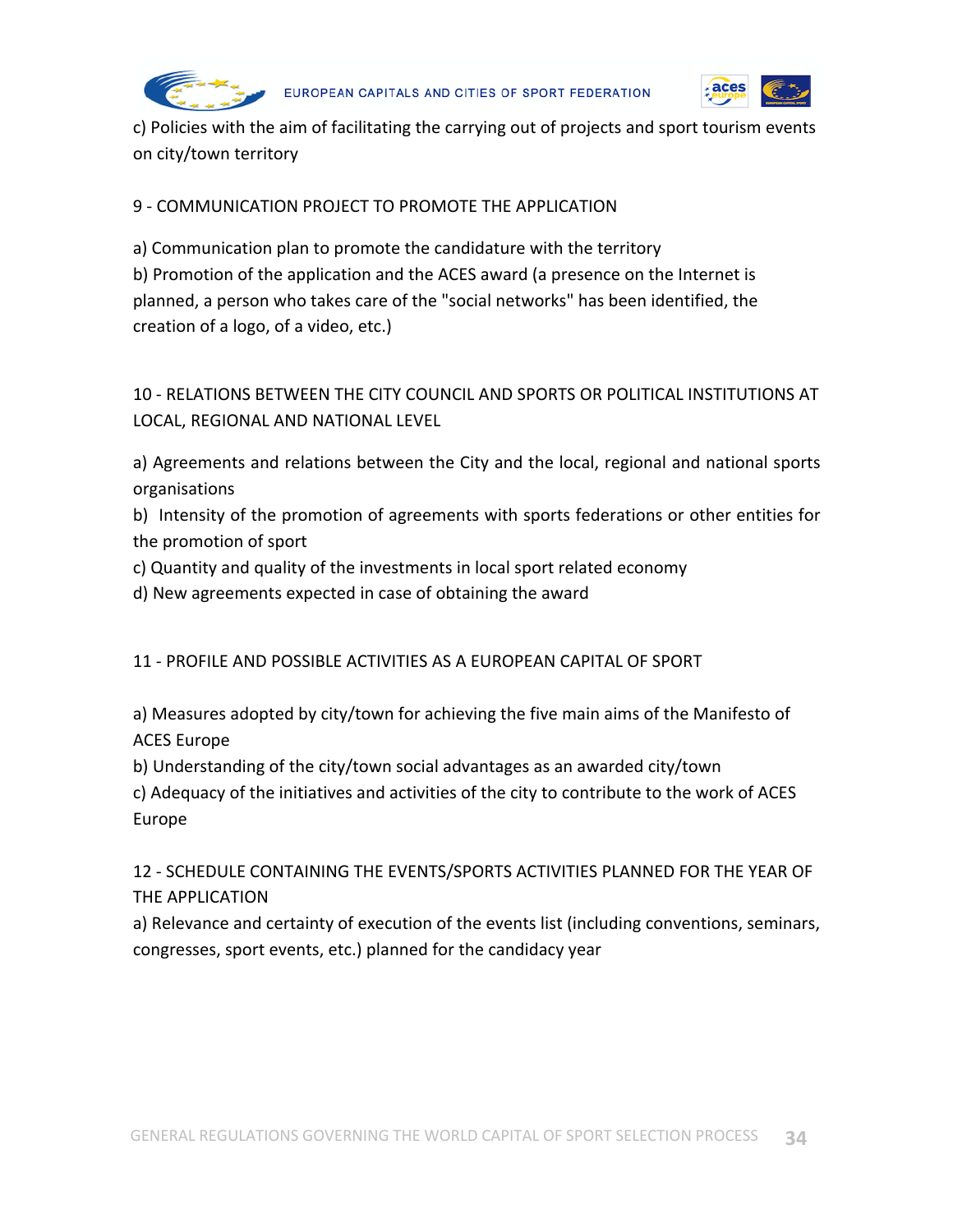c) Policies with the aim of facilitating the carrying out of projects and sport tourism events on city/town territory

9 - COMMUNICATION PROJECT TO PROMOTE THE APPLICATION

a) Communication plan to promote the candidature with the territory
b) Promotion of the application and the ACES award (a presence on the Internet is planned, a person who takes care of the "social networks" has been identified, the creation of a logo, of a video, etc.)

10 - RELATIONS BETWEEN THE CITY COUNCIL AND SPORTS OR POLITICAL INSTITUTIONS AT LOCAL, REGIONAL AND NATIONAL LEVEL

a) Agreements and relations between the City and the local, regional and national sports organisations
b) Intensity of the promotion of agreements with sports federations or other entities for the promotion of sport
c) Quantity and quality of the investments in local sport related economy
d) New agreements expected in case of obtaining the award

11 - PROFILE AND POSSIBLE ACTIVITIES AS A EUROPEAN CAPITAL OF SPORT

a) Measures adopted by city/town for achieving the five main aims of the Manifesto of ACES Europe
b) Understanding of the city/town social advantages as an awarded city/town
c) Adequacy of the initiatives and activities of the city to contribute to the work of ACES Europe

12 - SCHEDULE CONTAINING THE EVENTS/SPORTS ACTIVITIES PLANNED FOR THE YEAR OF THE APPLICATION
a) Relevance and certainty of execution of the events list (including conventions, seminars, congresses, sport events, etc.) planned for the candidacy year